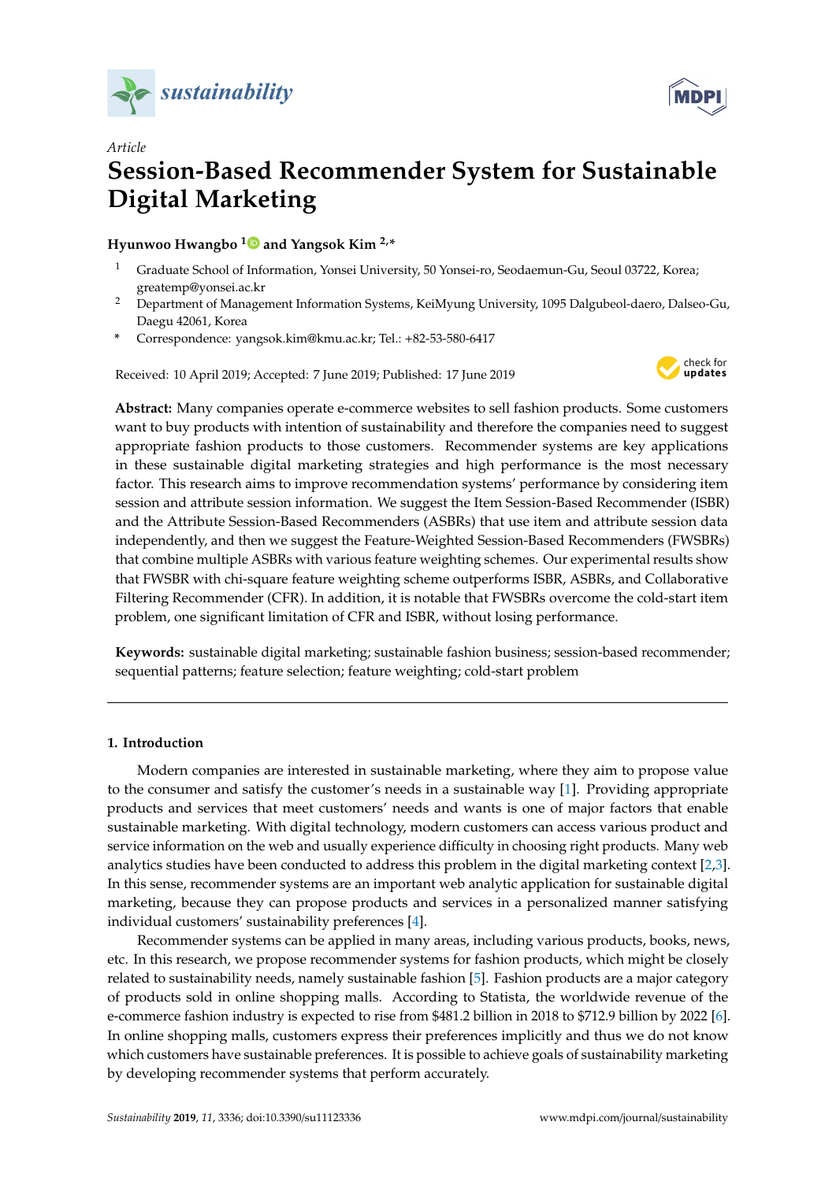*sustainability*

Article

# Session-Based Recommender System for Sustainable Digital Marketing

**Hyunwoo Hwangbo [1] and Yangsok Kim [2,*]**

[1] Graduate School of Information, Yonsei University, 50 Yonsei-ro, Seodaemun-Gu, Seoul 03722, Korea; greatemp@yonsei.ac.kr

[2] Department of Management Information Systems, KeiMyung University, 1095 Dalgubeol-daero, Dalseo-Gu, Daegu 42061, Korea

\* Correspondence: yangsok.kim@kmu.ac.kr; Tel.: +82-53-580-6417

Received: 10 April 2019; Accepted: 7 June 2019; Published: 17 June 2019

**Abstract:** Many companies operate e-commerce websites to sell fashion products. Some customers want to buy products with intention of sustainability and therefore the companies need to suggest appropriate fashion products to those customers. Recommender systems are key applications in these sustainable digital marketing strategies and high performance is the most necessary factor. This research aims to improve recommendation systems' performance by considering item session and attribute session information. We suggest the Item Session-Based Recommender (ISBR) and the Attribute Session-Based Recommenders (ASBRs) that use item and attribute session data independently, and then we suggest the Feature-Weighted Session-Based Recommenders (FWSBRs) that combine multiple ASBRs with various feature weighting schemes. Our experimental results show that FWSBR with chi-square feature weighting scheme outperforms ISBR, ASBRs, and Collaborative Filtering Recommender (CFR). In addition, it is notable that FWSBRs overcome the cold-start item problem, one significant limitation of CFR and ISBR, without losing performance.

**Keywords:** sustainable digital marketing; sustainable fashion business; session-based recommender; sequential patterns; feature selection; feature weighting; cold-start problem

## 1. Introduction

Modern companies are interested in sustainable marketing, where they aim to propose value to the consumer and satisfy the customer's needs in a sustainable way [1]. Providing appropriate products and services that meet customers' needs and wants is one of major factors that enable sustainable marketing. With digital technology, modern customers can access various product and service information on the web and usually experience difficulty in choosing right products. Many web analytics studies have been conducted to address this problem in the digital marketing context [2,3]. In this sense, recommender systems are an important web analytic application for sustainable digital marketing, because they can propose products and services in a personalized manner satisfying individual customers' sustainability preferences [4].

Recommender systems can be applied in many areas, including various products, books, news, etc. In this research, we propose recommender systems for fashion products, which might be closely related to sustainability needs, namely sustainable fashion [5]. Fashion products are a major category of products sold in online shopping malls. According to Statista, the worldwide revenue of the e-commerce fashion industry is expected to rise from $481.2 billion in 2018 to $712.9 billion by 2022 [6]. In online shopping malls, customers express their preferences implicitly and thus we do not know which customers have sustainable preferences. It is possible to achieve goals of sustainability marketing by developing recommender systems that perform accurately.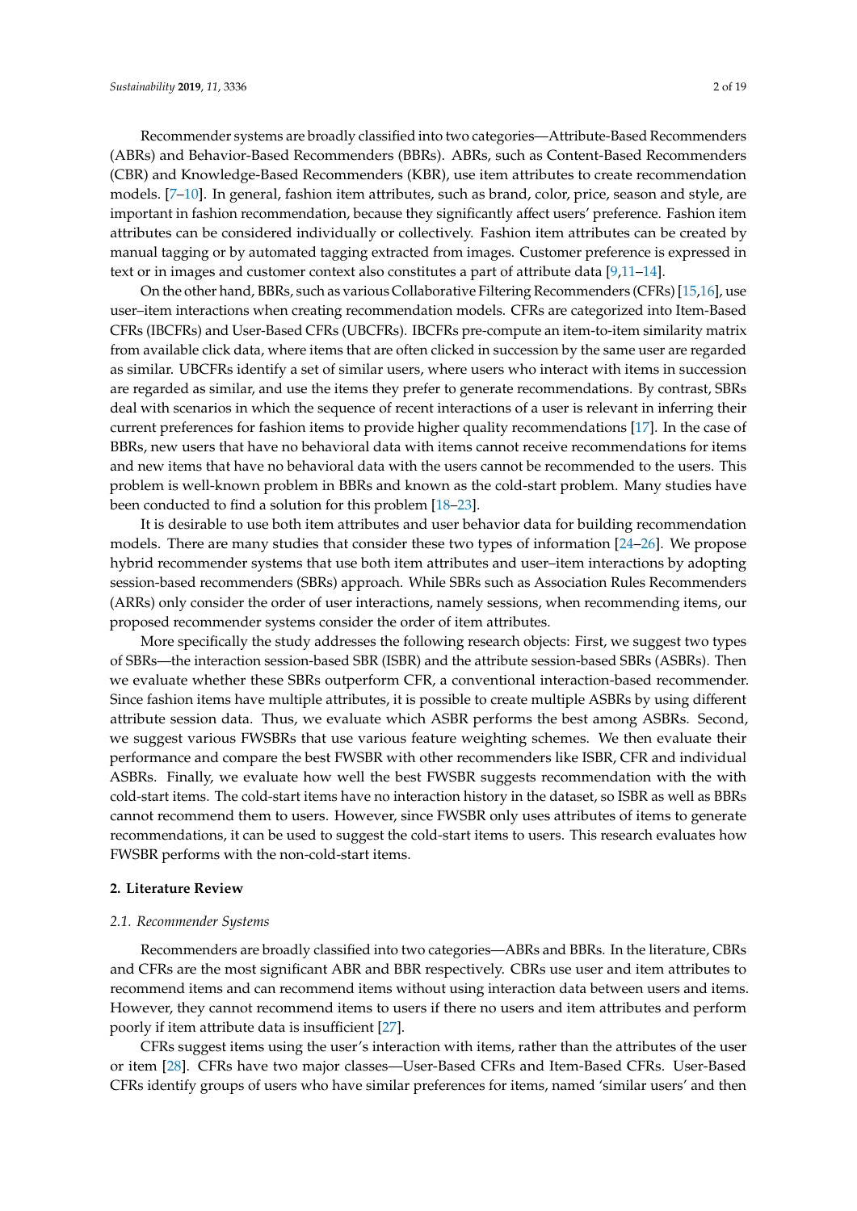Recommender systems are broadly classified into two categories—Attribute-Based Recommenders (ABRs) and Behavior-Based Recommenders (BBRs). ABRs, such as Content-Based Recommenders (CBR) and Knowledge-Based Recommenders (KBR), use item attributes to create recommendation models. [7–10]. In general, fashion item attributes, such as brand, color, price, season and style, are important in fashion recommendation, because they significantly affect users' preference. Fashion item attributes can be considered individually or collectively. Fashion item attributes can be created by manual tagging or by automated tagging extracted from images. Customer preference is expressed in text or in images and customer context also constitutes a part of attribute data [9,11–14].

On the other hand, BBRs, such as various Collaborative Filtering Recommenders (CFRs) [15,16], use user–item interactions when creating recommendation models. CFRs are categorized into Item-Based CFRs (IBCFRs) and User-Based CFRs (UBCFRs). IBCFRs pre-compute an item-to-item similarity matrix from available click data, where items that are often clicked in succession by the same user are regarded as similar. UBCFRs identify a set of similar users, where users who interact with items in succession are regarded as similar, and use the items they prefer to generate recommendations. By contrast, SBRs deal with scenarios in which the sequence of recent interactions of a user is relevant in inferring their current preferences for fashion items to provide higher quality recommendations [17]. In the case of BBRs, new users that have no behavioral data with items cannot receive recommendations for items and new items that have no behavioral data with the users cannot be recommended to the users. This problem is well-known problem in BBRs and known as the cold-start problem. Many studies have been conducted to find a solution for this problem [18–23].

It is desirable to use both item attributes and user behavior data for building recommendation models. There are many studies that consider these two types of information [24–26]. We propose hybrid recommender systems that use both item attributes and user–item interactions by adopting session-based recommenders (SBRs) approach. While SBRs such as Association Rules Recommenders (ARRs) only consider the order of user interactions, namely sessions, when recommending items, our proposed recommender systems consider the order of item attributes.

More specifically the study addresses the following research objects: First, we suggest two types of SBRs—the interaction session-based SBR (ISBR) and the attribute session-based SBRs (ASBRs). Then we evaluate whether these SBRs outperform CFR, a conventional interaction-based recommender. Since fashion items have multiple attributes, it is possible to create multiple ASBRs by using different attribute session data. Thus, we evaluate which ASBR performs the best among ASBRs. Second, we suggest various FWSBRs that use various feature weighting schemes. We then evaluate their performance and compare the best FWSBR with other recommenders like ISBR, CFR and individual ASBRs. Finally, we evaluate how well the best FWSBR suggests recommendation with the with cold-start items. The cold-start items have no interaction history in the dataset, so ISBR as well as BBRs cannot recommend them to users. However, since FWSBR only uses attributes of items to generate recommendations, it can be used to suggest the cold-start items to users. This research evaluates how FWSBR performs with the non-cold-start items.

## 2. Literature Review

### *2.1. Recommender Systems*

Recommenders are broadly classified into two categories—ABRs and BBRs. In the literature, CBRs and CFRs are the most significant ABR and BBR respectively. CBRs use user and item attributes to recommend items and can recommend items without using interaction data between users and items. However, they cannot recommend items to users if there no users and item attributes and perform poorly if item attribute data is insufficient [27].

CFRs suggest items using the user's interaction with items, rather than the attributes of the user or item [28]. CFRs have two major classes—User-Based CFRs and Item-Based CFRs. User-Based CFRs identify groups of users who have similar preferences for items, named 'similar users' and then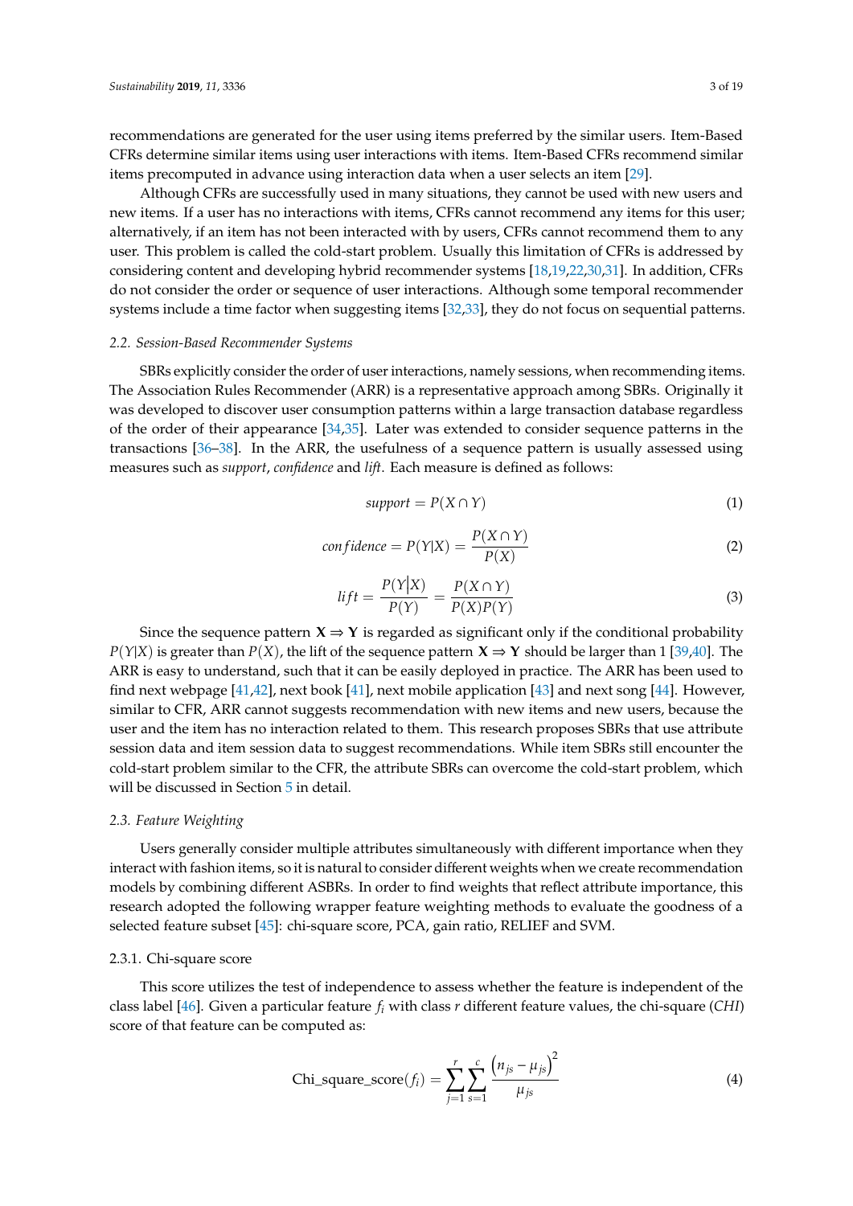recommendations are generated for the user using items preferred by the similar users. Item-Based CFRs determine similar items using user interactions with items. Item-Based CFRs recommend similar items precomputed in advance using interaction data when a user selects an item [29].

Although CFRs are successfully used in many situations, they cannot be used with new users and new items. If a user has no interactions with items, CFRs cannot recommend any items for this user; alternatively, if an item has not been interacted with by users, CFRs cannot recommend them to any user. This problem is called the cold-start problem. Usually this limitation of CFRs is addressed by considering content and developing hybrid recommender systems [18,19,22,30,31]. In addition, CFRs do not consider the order or sequence of user interactions. Although some temporal recommender systems include a time factor when suggesting items [32,33], they do not focus on sequential patterns.

### 2.2. Session-Based Recommender Systems

SBRs explicitly consider the order of user interactions, namely sessions, when recommending items. The Association Rules Recommender (ARR) is a representative approach among SBRs. Originally it was developed to discover user consumption patterns within a large transaction database regardless of the order of their appearance [34,35]. Later was extended to consider sequence patterns in the transactions [36–38]. In the ARR, the usefulness of a sequence pattern is usually assessed using measures such as *support*, *confidence* and *lift*. Each measure is defined as follows:

$$support = P(X \cap Y) \tag{1}$$

$$confidence = P(Y|X) = \frac{P(X \cap Y)}{P(X)} \tag{2}$$

$$lift = \frac{P(Y|X)}{P(Y)} = \frac{P(X \cap Y)}{P(X)P(Y)} \tag{3}$$

Since the sequence pattern $\mathbf{X} \Rightarrow \mathbf{Y}$ is regarded as significant only if the conditional probability $P(Y|X)$ is greater than $P(X)$, the lift of the sequence pattern $\mathbf{X} \Rightarrow \mathbf{Y}$ should be larger than 1 [39,40]. The ARR is easy to understand, such that it can be easily deployed in practice. The ARR has been used to find next webpage [41,42], next book [41], next mobile application [43] and next song [44]. However, similar to CFR, ARR cannot suggests recommendation with new items and new users, because the user and the item has no interaction related to them. This research proposes SBRs that use attribute session data and item session data to suggest recommendations. While item SBRs still encounter the cold-start problem similar to the CFR, the attribute SBRs can overcome the cold-start problem, which will be discussed in Section 5 in detail.

### 2.3. Feature Weighting

Users generally consider multiple attributes simultaneously with different importance when they interact with fashion items, so it is natural to consider different weights when we create recommendation models by combining different ASBRs. In order to find weights that reflect attribute importance, this research adopted the following wrapper feature weighting methods to evaluate the goodness of a selected feature subset [45]: chi-square score, PCA, gain ratio, RELIEF and SVM.

#### 2.3.1. Chi-square score

This score utilizes the test of independence to assess whether the feature is independent of the class label [46]. Given a particular feature $f_i$ with class $r$ different feature values, the chi-square (*CHI*) score of that feature can be computed as:

$$\text{Chi\_square\_score}(f_i) = \sum_{j=1}^{r} \sum_{s=1}^{c} \frac{\left(n_{js} - \mu_{js}\right)^2}{\mu_{js}} \tag{4}$$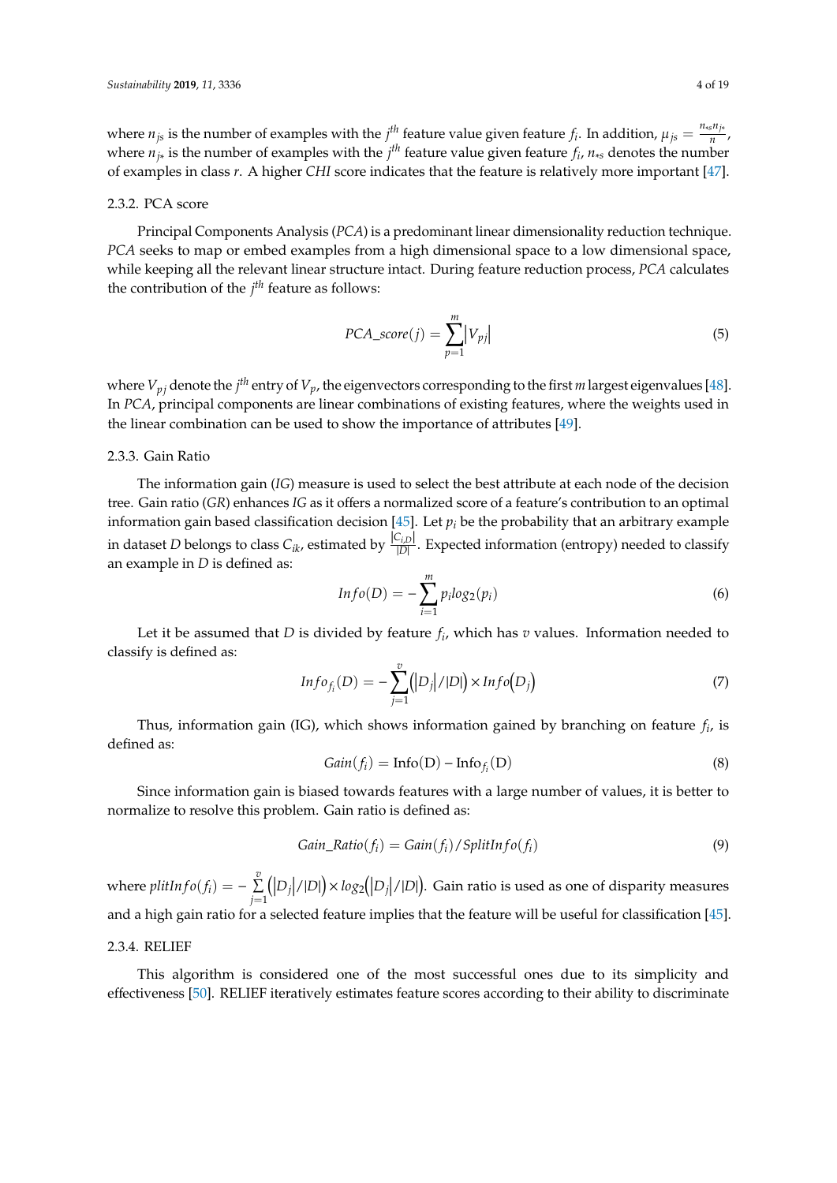where $n_{js}$ is the number of examples with the $j^{th}$ feature value given feature $f_i$. In addition, $\mu_{js} = \frac{n_{*s} n_{j*}}{n}$, where $n_{j*}$ is the number of examples with the $j^{th}$ feature value given feature $f_i$, $n_{*s}$ denotes the number of examples in class $r$. A higher *CHI* score indicates that the feature is relatively more important [47].

### 2.3.2. PCA score

Principal Components Analysis (*PCA*) is a predominant linear dimensionality reduction technique. *PCA* seeks to map or embed examples from a high dimensional space to a low dimensional space, while keeping all the relevant linear structure intact. During feature reduction process, *PCA* calculates the contribution of the $j^{th}$ feature as follows:

$$PCA\_score(j) = \sum_{p=1}^{m} \left| V_{pj} \right| \tag{5}$$

where $V_{pj}$ denote the $j^{th}$ entry of $V_p$, the eigenvectors corresponding to the first $m$ largest eigenvalues [48]. In *PCA*, principal components are linear combinations of existing features, where the weights used in the linear combination can be used to show the importance of attributes [49].

### 2.3.3. Gain Ratio

The information gain (*IG*) measure is used to select the best attribute at each node of the decision tree. Gain ratio (*GR*) enhances *IG* as it offers a normalized score of a feature's contribution to an optimal information gain based classification decision [45]. Let $p_i$ be the probability that an arbitrary example in dataset $D$ belongs to class $C_{ik}$, estimated by $\frac{|C_{i,D}|}{|D|}$. Expected information (entropy) needed to classify an example in $D$ is defined as:

$$Info(D) = -\sum_{i=1}^{m} p_i log_2(p_i) \tag{6}$$

Let it be assumed that $D$ is divided by feature $f_i$, which has $v$ values. Information needed to classify is defined as:

$$Info_{f_i}(D) = -\sum_{j=1}^{v} \left( \left| D_j \right| / |D| \right) \times Info\left( D_j \right) \tag{7}$$

Thus, information gain (IG), which shows information gained by branching on feature $f_i$, is defined as:

$$Gain(f_i) = \mathrm{Info(D)} - \mathrm{Info}_{f_i}\mathrm{(D)} \tag{8}$$

Since information gain is biased towards features with a large number of values, it is better to normalize to resolve this problem. Gain ratio is defined as:

$$Gain\_Ratio(f_i) = Gain(f_i) / SplitInfo(f_i) \tag{9}$$

where $plitInfo(f_i) = -\sum_{j=1}^{v} \left( \left| D_j \right| / |D| \right) \times log_2\left( \left| D_j \right| / |D| \right)$. Gain ratio is used as one of disparity measures and a high gain ratio for a selected feature implies that the feature will be useful for classification [45].

### 2.3.4. RELIEF

This algorithm is considered one of the most successful ones due to its simplicity and effectiveness [50]. RELIEF iteratively estimates feature scores according to their ability to discriminate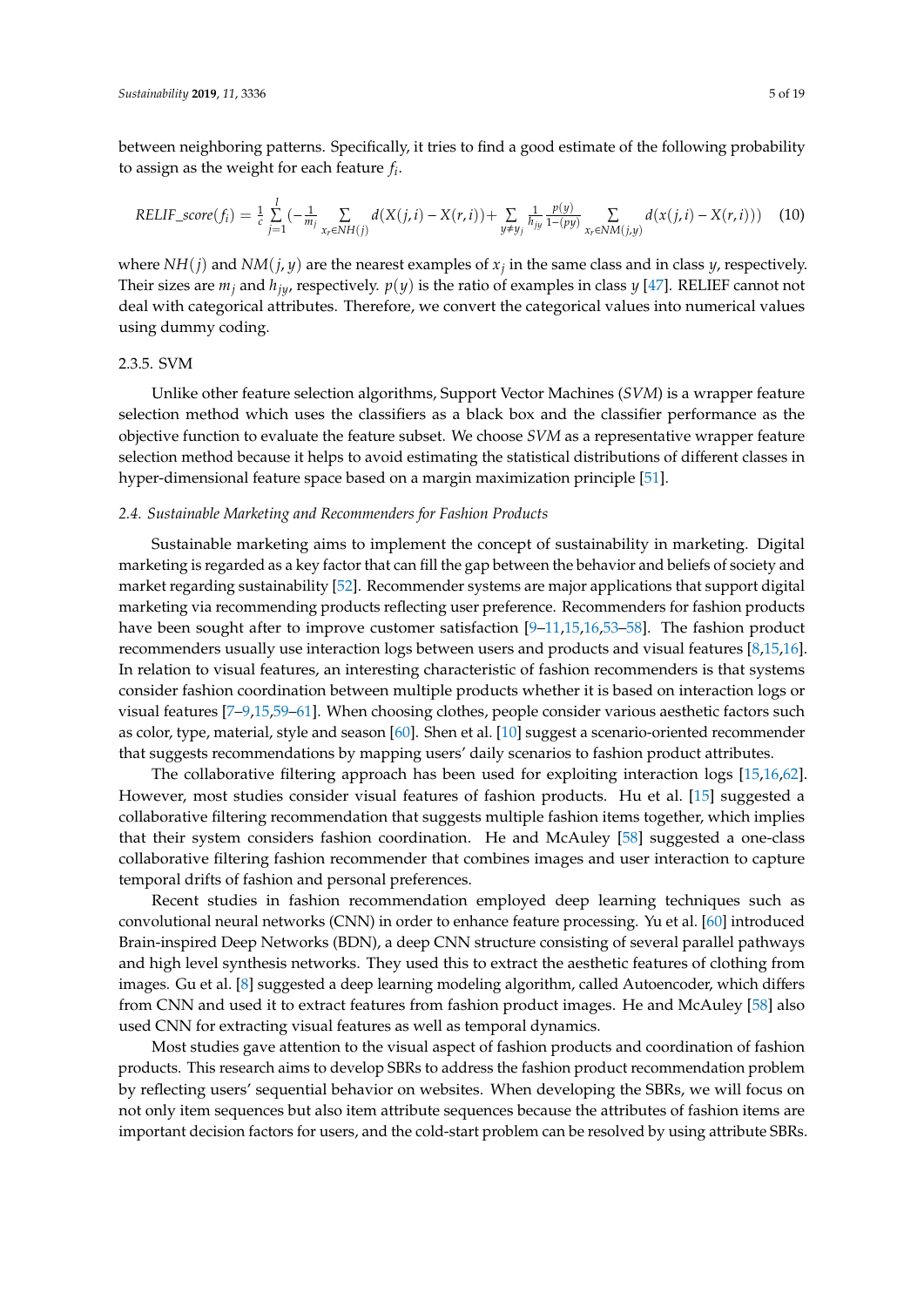between neighboring patterns. Specifically, it tries to find a good estimate of the following probability to assign as the weight for each feature $f_i$.

$$RELIF\_score(f_i) = \frac{1}{c}\sum_{j=1}^{l}\left(-\frac{1}{m_j}\sum_{x_r \in NH(j)} d(X(j,i) - X(r,i)) + \sum_{y \neq y_j}\frac{1}{h_{jy}}\frac{p(y)}{1-(py)}\sum_{x_r \in NM(j,y)} d(x(j,i) - X(r,i))\right) \quad (10)$$

where $NH(j)$ and $NM(j,y)$ are the nearest examples of $x_j$ in the same class and in class $y$, respectively. Their sizes are $m_j$ and $h_{jy}$, respectively. $p(y)$ is the ratio of examples in class $y$ [47]. RELIEF cannot not deal with categorical attributes. Therefore, we convert the categorical values into numerical values using dummy coding.

#### 2.3.5. SVM

Unlike other feature selection algorithms, Support Vector Machines (*SVM*) is a wrapper feature selection method which uses the classifiers as a black box and the classifier performance as the objective function to evaluate the feature subset. We choose *SVM* as a representative wrapper feature selection method because it helps to avoid estimating the statistical distributions of different classes in hyper-dimensional feature space based on a margin maximization principle [51].

### *2.4. Sustainable Marketing and Recommenders for Fashion Products*

Sustainable marketing aims to implement the concept of sustainability in marketing. Digital marketing is regarded as a key factor that can fill the gap between the behavior and beliefs of society and market regarding sustainability [52]. Recommender systems are major applications that support digital marketing via recommending products reflecting user preference. Recommenders for fashion products have been sought after to improve customer satisfaction [9–11,15,16,53–58]. The fashion product recommenders usually use interaction logs between users and products and visual features [8,15,16]. In relation to visual features, an interesting characteristic of fashion recommenders is that systems consider fashion coordination between multiple products whether it is based on interaction logs or visual features [7–9,15,59–61]. When choosing clothes, people consider various aesthetic factors such as color, type, material, style and season [60]. Shen et al. [10] suggest a scenario-oriented recommender that suggests recommendations by mapping users' daily scenarios to fashion product attributes.

The collaborative filtering approach has been used for exploiting interaction logs [15,16,62]. However, most studies consider visual features of fashion products. Hu et al. [15] suggested a collaborative filtering recommendation that suggests multiple fashion items together, which implies that their system considers fashion coordination. He and McAuley [58] suggested a one-class collaborative filtering fashion recommender that combines images and user interaction to capture temporal drifts of fashion and personal preferences.

Recent studies in fashion recommendation employed deep learning techniques such as convolutional neural networks (CNN) in order to enhance feature processing. Yu et al. [60] introduced Brain-inspired Deep Networks (BDN), a deep CNN structure consisting of several parallel pathways and high level synthesis networks. They used this to extract the aesthetic features of clothing from images. Gu et al. [8] suggested a deep learning modeling algorithm, called Autoencoder, which differs from CNN and used it to extract features from fashion product images. He and McAuley [58] also used CNN for extracting visual features as well as temporal dynamics.

Most studies gave attention to the visual aspect of fashion products and coordination of fashion products. This research aims to develop SBRs to address the fashion product recommendation problem by reflecting users' sequential behavior on websites. When developing the SBRs, we will focus on not only item sequences but also item attribute sequences because the attributes of fashion items are important decision factors for users, and the cold-start problem can be resolved by using attribute SBRs.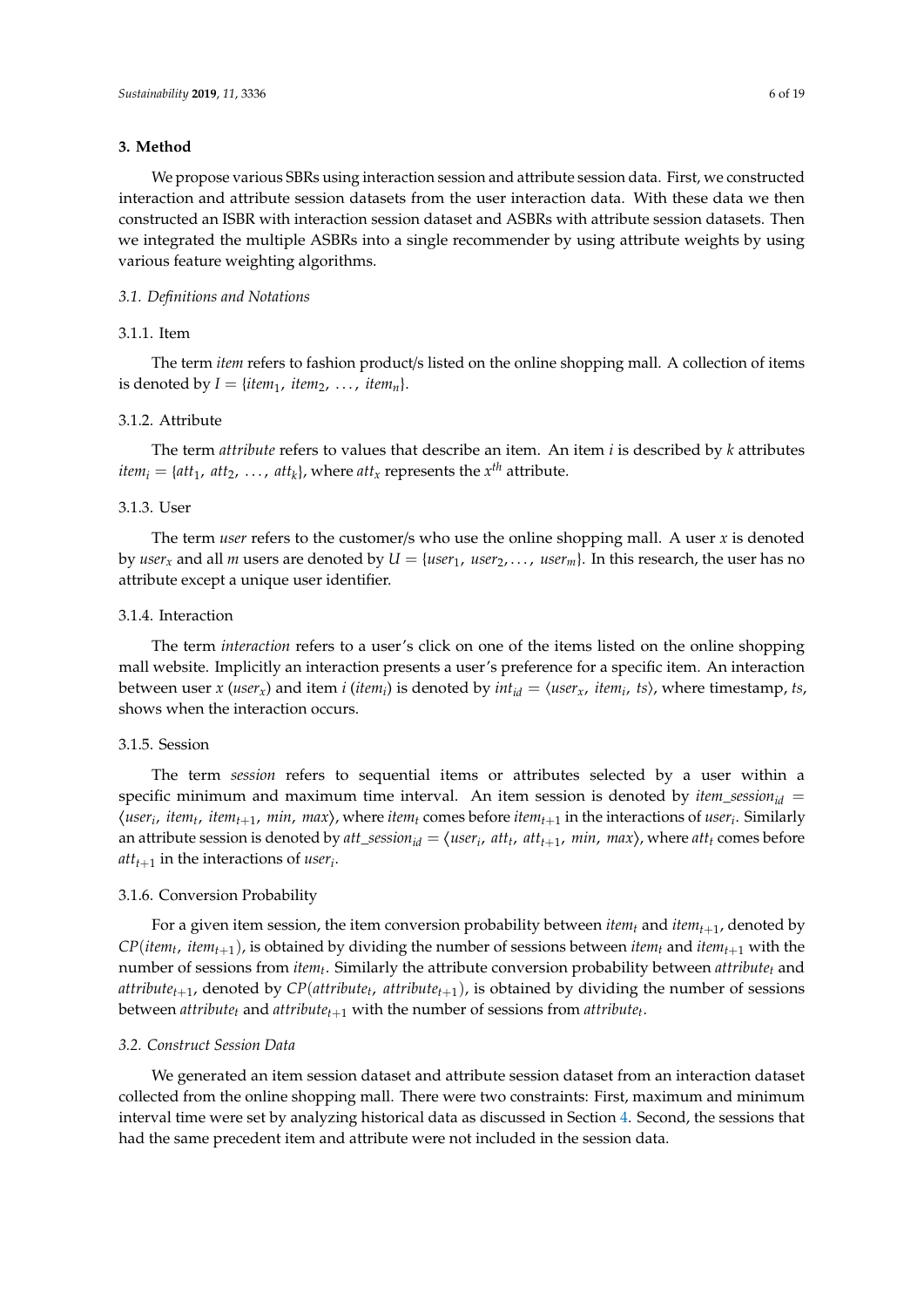## 3. Method

We propose various SBRs using interaction session and attribute session data. First, we constructed interaction and attribute session datasets from the user interaction data. With these data we then constructed an ISBR with interaction session dataset and ASBRs with attribute session datasets. Then we integrated the multiple ASBRs into a single recommender by using attribute weights by using various feature weighting algorithms.

### 3.1. Definitions and Notations

#### 3.1.1. Item

The term *item* refers to fashion product/s listed on the online shopping mall. A collection of items is denoted by $I = \{item_1,\ item_2,\ \ldots,\ item_n\}$.

#### 3.1.2. Attribute

The term *attribute* refers to values that describe an item. An item $i$ is described by $k$ attributes $item_i = \{att_1,\ att_2,\ \ldots,\ att_k\}$, where $att_x$ represents the $x^{th}$ attribute.

#### 3.1.3. User

The term *user* refers to the customer/s who use the online shopping mall. A user $x$ is denoted by $user_x$ and all $m$ users are denoted by $U = \{user_1,\ user_2, \ldots,\ user_m\}$. In this research, the user has no attribute except a unique user identifier.

#### 3.1.4. Interaction

The term *interaction* refers to a user's click on one of the items listed on the online shopping mall website. Implicitly an interaction presents a user's preference for a specific item. An interaction between user $x$ ($user_x$) and item $i$ ($item_i$) is denoted by $int_{id} = \langle user_x,\ item_i,\ ts\rangle$, where timestamp, $ts$, shows when the interaction occurs.

#### 3.1.5. Session

The term *session* refers to sequential items or attributes selected by a user within a specific minimum and maximum time interval. An item session is denoted by $item\_session_{id} = \langle user_i,\ item_t,\ item_{t+1},\ min,\ max\rangle$, where $item_t$ comes before $item_{t+1}$ in the interactions of $user_i$. Similarly an attribute session is denoted by $att\_session_{id} = \langle user_i,\ att_t,\ att_{t+1},\ min,\ max\rangle$, where $att_t$ comes before $att_{t+1}$ in the interactions of $user_i$.

#### 3.1.6. Conversion Probability

For a given item session, the item conversion probability between $item_t$ and $item_{t+1}$, denoted by $CP(item_t,\ item_{t+1})$, is obtained by dividing the number of sessions between $item_t$ and $item_{t+1}$ with the number of sessions from $item_t$. Similarly the attribute conversion probability between $attribute_t$ and $attribute_{t+1}$, denoted by $CP(attribute_t,\ attribute_{t+1})$, is obtained by dividing the number of sessions between $attribute_t$ and $attribute_{t+1}$ with the number of sessions from $attribute_t$.

### 3.2. Construct Session Data

We generated an item session dataset and attribute session dataset from an interaction dataset collected from the online shopping mall. There were two constraints: First, maximum and minimum interval time were set by analyzing historical data as discussed in Section 4. Second, the sessions that had the same precedent item and attribute were not included in the session data.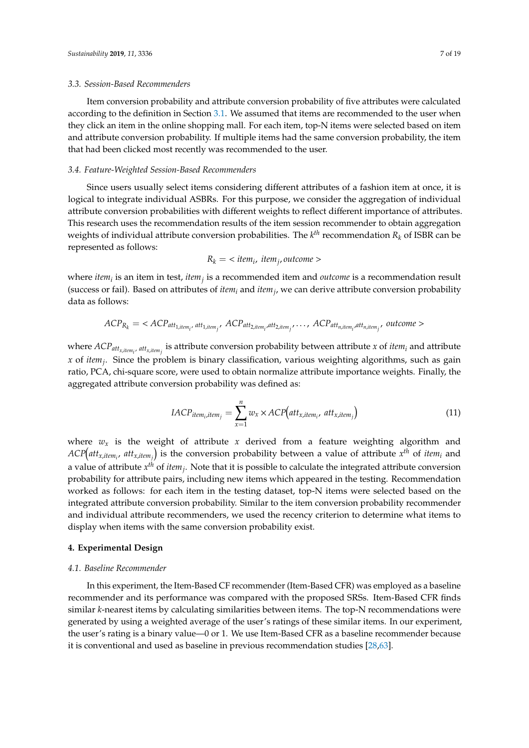### 3.3. Session-Based Recommenders

Item conversion probability and attribute conversion probability of five attributes were calculated according to the definition in Section 3.1. We assumed that items are recommended to the user when they click an item in the online shopping mall. For each item, top-N items were selected based on item and attribute conversion probability. If multiple items had the same conversion probability, the item that had been clicked most recently was recommended to the user.

### 3.4. Feature-Weighted Session-Based Recommenders

Since users usually select items considering different attributes of a fashion item at once, it is logical to integrate individual ASBRs. For this purpose, we consider the aggregation of individual attribute conversion probabilities with different weights to reflect different importance of attributes. This research uses the recommendation results of the item session recommender to obtain aggregation weights of individual attribute conversion probabilities. The $k^{th}$ recommendation $R_k$ of ISBR can be represented as follows:

$$R_k = < item_i,\ item_j, outcome >$$

where $item_i$ is an item in test, $item_j$ is a recommended item and *outcome* is a recommendation result (success or fail). Based on attributes of $item_i$ and $item_j$, we can derive attribute conversion probability data as follows:

$$ACP_{R_k} = < ACP_{att_{1,item_i},\ att_{1,item_j}},\ ACP_{att_{2,item_i},att_{2,item_j}}, \ldots,\ ACP_{att_{n,item_i},att_{n,item_j}},\ outcome >$$

where $ACP_{att_{x,item_i},\ att_{x,item_j}}$ is attribute conversion probability between attribute $x$ of $item_i$ and attribute $x$ of $item_j$. Since the problem is binary classification, various weighting algorithms, such as gain ratio, PCA, chi-square score, were used to obtain normalize attribute importance weights. Finally, the aggregated attribute conversion probability was defined as:

$$IACP_{item_i,item_j} = \sum_{x=1}^{n} w_x \times ACP\left(att_{x,item_i},\ att_{x,item_j}\right) \tag{11}$$

where $w_x$ is the weight of attribute $x$ derived from a feature weighting algorithm and $ACP\left(att_{x,item_i},\ att_{x,item_j}\right)$ is the conversion probability between a value of attribute $x^{th}$ of $item_i$ and a value of attribute $x^{th}$ of $item_j$. Note that it is possible to calculate the integrated attribute conversion probability for attribute pairs, including new items which appeared in the testing. Recommendation worked as follows: for each item in the testing dataset, top-N items were selected based on the integrated attribute conversion probability. Similar to the item conversion probability recommender and individual attribute recommenders, we used the recency criterion to determine what items to display when items with the same conversion probability exist.

## 4. Experimental Design

### 4.1. Baseline Recommender

In this experiment, the Item-Based CF recommender (Item-Based CFR) was employed as a baseline recommender and its performance was compared with the proposed SRSs. Item-Based CFR finds similar $k$-nearest items by calculating similarities between items. The top-N recommendations were generated by using a weighted average of the user's ratings of these similar items. In our experiment, the user's rating is a binary value—0 or 1. We use Item-Based CFR as a baseline recommender because it is conventional and used as baseline in previous recommendation studies [28,63].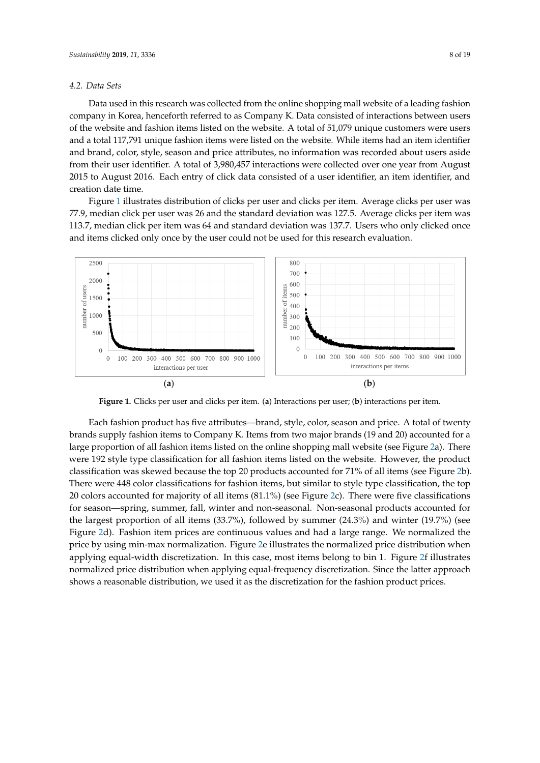### 4.2. Data Sets

Data used in this research was collected from the online shopping mall website of a leading fashion company in Korea, henceforth referred to as Company K. Data consisted of interactions between users of the website and fashion items listed on the website. A total of 51,079 unique customers were users and a total 117,791 unique fashion items were listed on the website. While items had an item identifier and brand, color, style, season and price attributes, no information was recorded about users aside from their user identifier. A total of 3,980,457 interactions were collected over one year from August 2015 to August 2016. Each entry of click data consisted of a user identifier, an item identifier, and creation date time.

Figure 1 illustrates distribution of clicks per user and clicks per item. Average clicks per user was 77.9, median click per user was 26 and the standard deviation was 127.5. Average clicks per item was 113.7, median click per item was 64 and standard deviation was 137.7. Users who only clicked once and items clicked only once by the user could not be used for this research evaluation.

**Figure 1.** Clicks per user and clicks per item. (**a**) Interactions per user; (**b**) interactions per item.

Each fashion product has five attributes—brand, style, color, season and price. A total of twenty brands supply fashion items to Company K. Items from two major brands (19 and 20) accounted for a large proportion of all fashion items listed on the online shopping mall website (see Figure 2a). There were 192 style type classification for all fashion items listed on the website. However, the product classification was skewed because the top 20 products accounted for 71% of all items (see Figure 2b). There were 448 color classifications for fashion items, but similar to style type classification, the top 20 colors accounted for majority of all items (81.1%) (see Figure 2c). There were five classifications for season—spring, summer, fall, winter and non-seasonal. Non-seasonal products accounted for the largest proportion of all items (33.7%), followed by summer (24.3%) and winter (19.7%) (see Figure 2d). Fashion item prices are continuous values and had a large range. We normalized the price by using min-max normalization. Figure 2e illustrates the normalized price distribution when applying equal-width discretization. In this case, most items belong to bin 1. Figure 2f illustrates normalized price distribution when applying equal-frequency discretization. Since the latter approach shows a reasonable distribution, we used it as the discretization for the fashion product prices.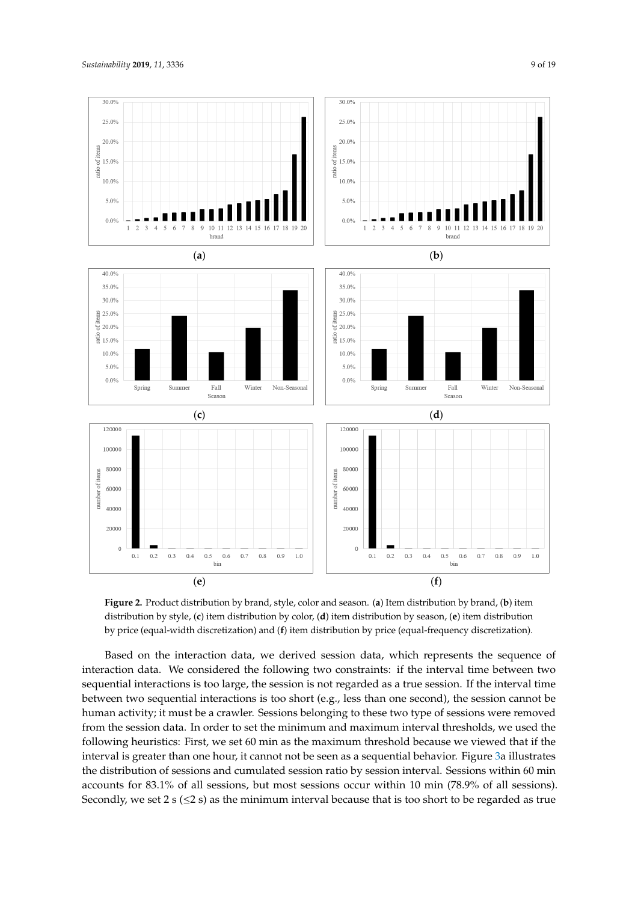**Figure 2.** Product distribution by brand, style, color and season. (**a**) Item distribution by brand, (**b**) item distribution by style, (**c**) item distribution by color, (**d**) item distribution by season, (**e**) item distribution by price (equal-width discretization) and (**f**) item distribution by price (equal-frequency discretization).

Based on the interaction data, we derived session data, which represents the sequence of interaction data. We considered the following two constraints: if the interval time between two sequential interactions is too large, the session is not regarded as a true session. If the interval time between two sequential interactions is too short (e.g., less than one second), the session cannot be human activity; it must be a crawler. Sessions belonging to these two type of sessions were removed from the session data. In order to set the minimum and maximum interval thresholds, we used the following heuristics: First, we set 60 min as the maximum threshold because we viewed that if the interval is greater than one hour, it cannot not be seen as a sequential behavior. Figure 3a illustrates the distribution of sessions and cumulated session ratio by session interval. Sessions within 60 min accounts for 83.1% of all sessions, but most sessions occur within 10 min (78.9% of all sessions). Secondly, we set 2 s (≤2 s) as the minimum interval because that is too short to be regarded as true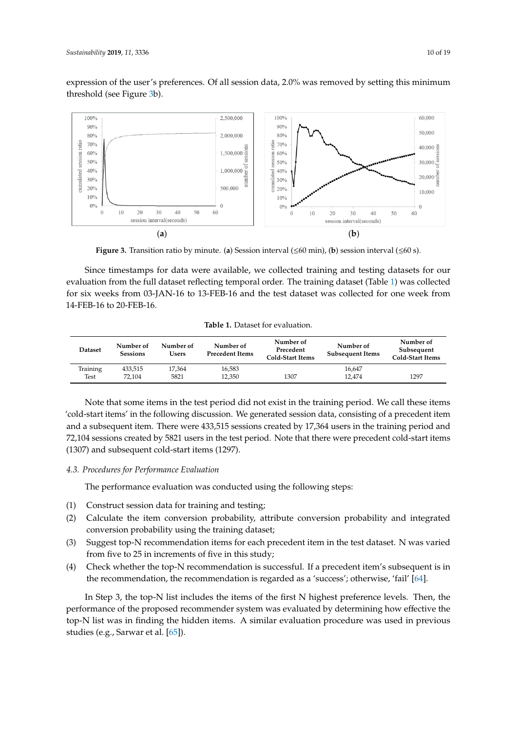expression of the user's preferences. Of all session data, 2.0% was removed by setting this minimum threshold (see Figure 3b).

**Figure 3.** Transition ratio by minute. (**a**) Session interval (≤60 min), (**b**) session interval (≤60 s).

Since timestamps for data were available, we collected training and testing datasets for our evaluation from the full dataset reflecting temporal order. The training dataset (Table 1) was collected for six weeks from 03-JAN-16 to 13-FEB-16 and the test dataset was collected for one week from 14-FEB-16 to 20-FEB-16.

**Table 1.** Dataset for evaluation.

| Dataset | Number of Sessions | Number of Users | Number of Precedent Items | Number of Precedent Cold-Start Items | Number of Subsequent Items | Number of Subsequent Cold-Start Items |
|---|---|---|---|---|---|---|
| Training | 433,515 | 17,364 | 16,583 | | 16,647 | |
| Test | 72,104 | 5821 | 12,350 | 1307 | 12,474 | 1297 |

Note that some items in the test period did not exist in the training period. We call these items 'cold-start items' in the following discussion. We generated session data, consisting of a precedent item and a subsequent item. There were 433,515 sessions created by 17,364 users in the training period and 72,104 sessions created by 5821 users in the test period. Note that there were precedent cold-start items (1307) and subsequent cold-start items (1297).

### *4.3. Procedures for Performance Evaluation*

The performance evaluation was conducted using the following steps:

(1) Construct session data for training and testing;
(2) Calculate the item conversion probability, attribute conversion probability and integrated conversion probability using the training dataset;
(3) Suggest top-N recommendation items for each precedent item in the test dataset. N was varied from five to 25 in increments of five in this study;
(4) Check whether the top-N recommendation is successful. If a precedent item's subsequent is in the recommendation, the recommendation is regarded as a 'success'; otherwise, 'fail' [64].

In Step 3, the top-N list includes the items of the first N highest preference levels. Then, the performance of the proposed recommender system was evaluated by determining how effective the top-N list was in finding the hidden items. A similar evaluation procedure was used in previous studies (e.g., Sarwar et al. [65]).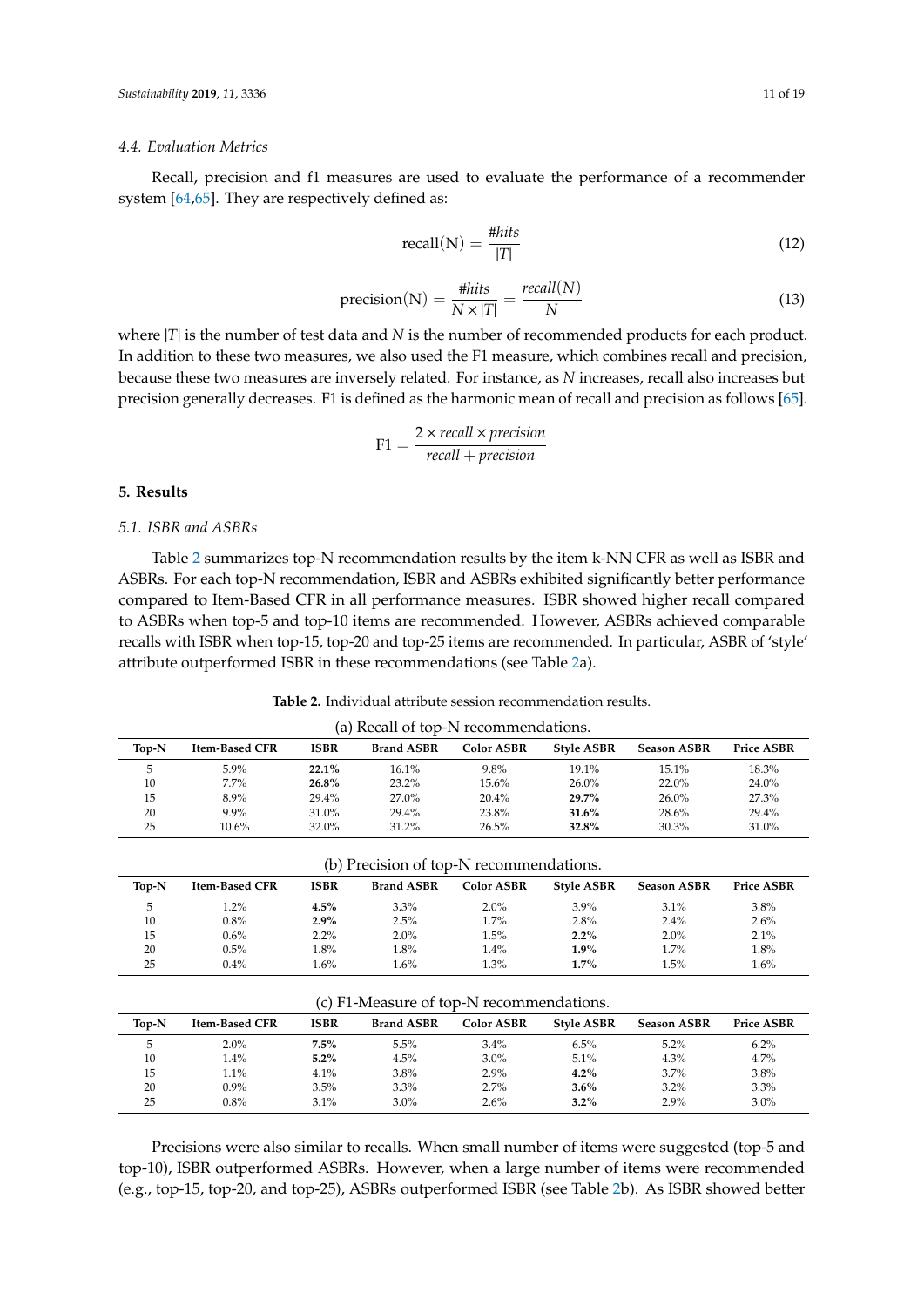### 4.4. Evaluation Metrics

Recall, precision and f1 measures are used to evaluate the performance of a recommender system [64,65]. They are respectively defined as:

$$\text{recall(N)} = \frac{\#hits}{|T|} \tag{12}$$

$$\text{precision(N)} = \frac{\#hits}{N \times |T|} = \frac{recall(N)}{N} \tag{13}$$

where $|T|$ is the number of test data and $N$ is the number of recommended products for each product. In addition to these two measures, we also used the F1 measure, which combines recall and precision, because these two measures are inversely related. For instance, as $N$ increases, recall also increases but precision generally decreases. F1 is defined as the harmonic mean of recall and precision as follows [65].

$$\text{F1} = \frac{2 \times recall \times precision}{recall + precision}$$

## 5. Results

### 5.1. ISBR and ASBRs

Table 2 summarizes top-N recommendation results by the item k-NN CFR as well as ISBR and ASBRs. For each top-N recommendation, ISBR and ASBRs exhibited significantly better performance compared to Item-Based CFR in all performance measures. ISBR showed higher recall compared to ASBRs when top-5 and top-10 items are recommended. However, ASBRs achieved comparable recalls with ISBR when top-15, top-20 and top-25 items are recommended. In particular, ASBR of 'style' attribute outperformed ISBR in these recommendations (see Table 2a).

**Table 2.** Individual attribute session recommendation results.

(a) Recall of top-N recommendations.

| Top-N | Item-Based CFR | ISBR | Brand ASBR | Color ASBR | Style ASBR | Season ASBR | Price ASBR |
|---|---|---|---|---|---|---|---|
| 5 | 5.9% | **22.1%** | 16.1% | 9.8% | 19.1% | 15.1% | 18.3% |
| 10 | 7.7% | **26.8%** | 23.2% | 15.6% | 26.0% | 22.0% | 24.0% |
| 15 | 8.9% | 29.4% | 27.0% | 20.4% | **29.7%** | 26.0% | 27.3% |
| 20 | 9.9% | 31.0% | 29.4% | 23.8% | **31.6%** | 28.6% | 29.4% |
| 25 | 10.6% | 32.0% | 31.2% | 26.5% | **32.8%** | 30.3% | 31.0% |

(b) Precision of top-N recommendations.

| Top-N | Item-Based CFR | ISBR | Brand ASBR | Color ASBR | Style ASBR | Season ASBR | Price ASBR |
|---|---|---|---|---|---|---|---|
| 5 | 1.2% | **4.5%** | 3.3% | 2.0% | 3.9% | 3.1% | 3.8% |
| 10 | 0.8% | **2.9%** | 2.5% | 1.7% | 2.8% | 2.4% | 2.6% |
| 15 | 0.6% | 2.2% | 2.0% | 1.5% | **2.2%** | 2.0% | 2.1% |
| 20 | 0.5% | 1.8% | 1.8% | 1.4% | **1.9%** | 1.7% | 1.8% |
| 25 | 0.4% | 1.6% | 1.6% | 1.3% | **1.7%** | 1.5% | 1.6% |

(c) F1-Measure of top-N recommendations.

| Top-N | Item-Based CFR | ISBR | Brand ASBR | Color ASBR | Style ASBR | Season ASBR | Price ASBR |
|---|---|---|---|---|---|---|---|
| 5 | 2.0% | **7.5%** | 5.5% | 3.4% | 6.5% | 5.2% | 6.2% |
| 10 | 1.4% | **5.2%** | 4.5% | 3.0% | 5.1% | 4.3% | 4.7% |
| 15 | 1.1% | 4.1% | 3.8% | 2.9% | **4.2%** | 3.7% | 3.8% |
| 20 | 0.9% | 3.5% | 3.3% | 2.7% | **3.6%** | 3.2% | 3.3% |
| 25 | 0.8% | 3.1% | 3.0% | 2.6% | **3.2%** | 2.9% | 3.0% |

Precisions were also similar to recalls. When small number of items were suggested (top-5 and top-10), ISBR outperformed ASBRs. However, when a large number of items were recommended (e.g., top-15, top-20, and top-25), ASBRs outperformed ISBR (see Table 2b). As ISBR showed better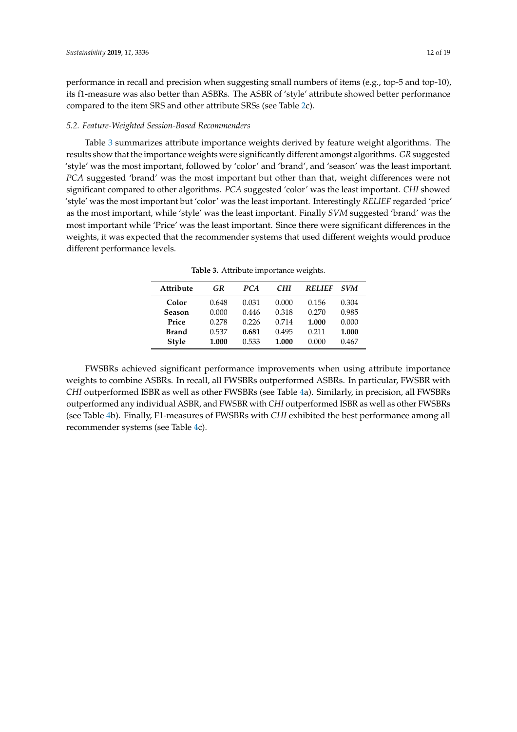performance in recall and precision when suggesting small numbers of items (e.g., top-5 and top-10), its f1-measure was also better than ASBRs. The ASBR of 'style' attribute showed better performance compared to the item SRS and other attribute SRSs (see Table 2c).

### 5.2. Feature-Weighted Session-Based Recommenders

Table 3 summarizes attribute importance weights derived by feature weight algorithms. The results show that the importance weights were significantly different amongst algorithms. *GR* suggested 'style' was the most important, followed by 'color' and 'brand', and 'season' was the least important. *PCA* suggested 'brand' was the most important but other than that, weight differences were not significant compared to other algorithms. *PCA* suggested 'color' was the least important. *CHI* showed 'style' was the most important but 'color' was the least important. Interestingly *RELIEF* regarded 'price' as the most important, while 'style' was the least important. Finally *SVM* suggested 'brand' was the most important while 'Price' was the least important. Since there were significant differences in the weights, it was expected that the recommender systems that used different weights would produce different performance levels.

**Table 3.** Attribute importance weights.

| Attribute | *GR* | *PCA* | *CHI* | *RELIEF* | *SVM* |
|---|---|---|---|---|---|
| **Color** | 0.648 | 0.031 | 0.000 | 0.156 | 0.304 |
| **Season** | 0.000 | 0.446 | 0.318 | 0.270 | 0.985 |
| **Price** | 0.278 | 0.226 | 0.714 | **1.000** | 0.000 |
| **Brand** | 0.537 | **0.681** | 0.495 | 0.211 | **1.000** |
| **Style** | **1.000** | 0.533 | **1.000** | 0.000 | 0.467 |

FWSBRs achieved significant performance improvements when using attribute importance weights to combine ASBRs. In recall, all FWSBRs outperformed ASBRs. In particular, FWSBR with *CHI* outperformed ISBR as well as other FWSBRs (see Table 4a). Similarly, in precision, all FWSBRs outperformed any individual ASBR, and FWSBR with *CHI* outperformed ISBR as well as other FWSBRs (see Table 4b). Finally, F1-measures of FWSBRs with *CHI* exhibited the best performance among all recommender systems (see Table 4c).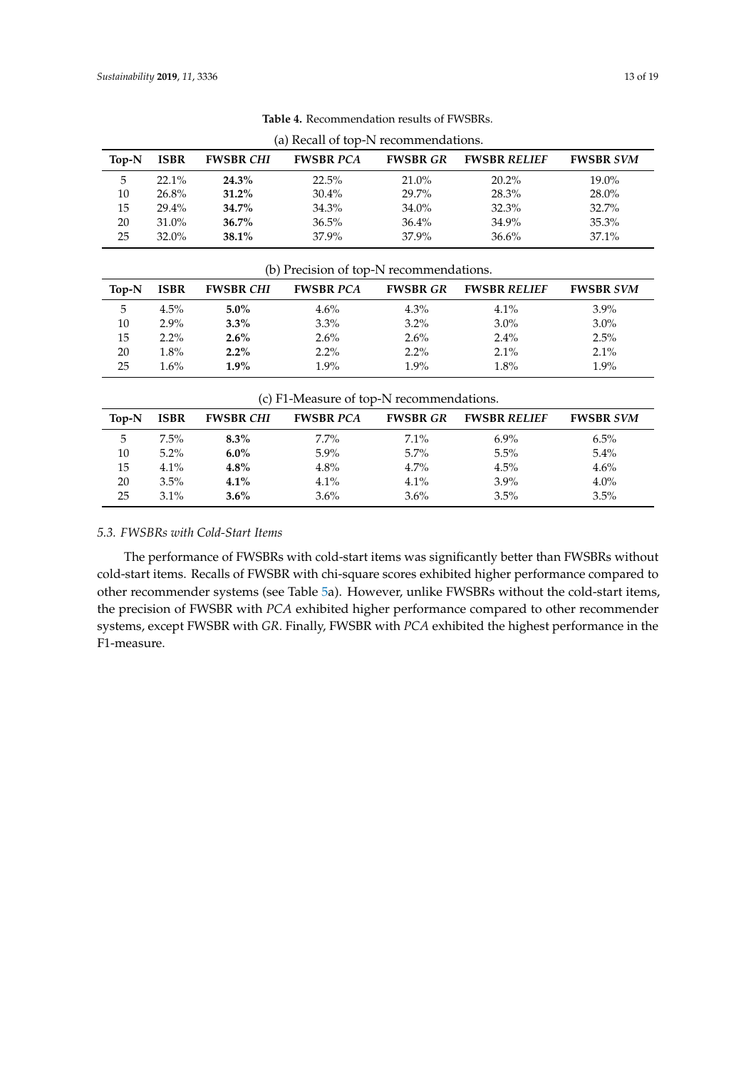**Table 4.** Recommendation results of FWSBRs.

(a) Recall of top-N recommendations.

| Top-N | ISBR | FWSBR *CHI* | FWSBR *PCA* | FWSBR *GR* | FWSBR *RELIEF* | FWSBR *SVM* |
|---|---|---|---|---|---|---|
| 5 | 22.1% | **24.3%** | 22.5% | 21.0% | 20.2% | 19.0% |
| 10 | 26.8% | **31.2%** | 30.4% | 29.7% | 28.3% | 28.0% |
| 15 | 29.4% | **34.7%** | 34.3% | 34.0% | 32.3% | 32.7% |
| 20 | 31.0% | **36.7%** | 36.5% | 36.4% | 34.9% | 35.3% |
| 25 | 32.0% | **38.1%** | 37.9% | 37.9% | 36.6% | 37.1% |

(b) Precision of top-N recommendations.

| Top-N | ISBR | FWSBR *CHI* | FWSBR *PCA* | FWSBR *GR* | FWSBR *RELIEF* | FWSBR *SVM* |
|---|---|---|---|---|---|---|
| 5 | 4.5% | **5.0%** | 4.6% | 4.3% | 4.1% | 3.9% |
| 10 | 2.9% | **3.3%** | 3.3% | 3.2% | 3.0% | 3.0% |
| 15 | 2.2% | **2.6%** | 2.6% | 2.6% | 2.4% | 2.5% |
| 20 | 1.8% | **2.2%** | 2.2% | 2.2% | 2.1% | 2.1% |
| 25 | 1.6% | **1.9%** | 1.9% | 1.9% | 1.8% | 1.9% |

(c) F1-Measure of top-N recommendations.

| Top-N | ISBR | FWSBR *CHI* | FWSBR *PCA* | FWSBR *GR* | FWSBR *RELIEF* | FWSBR *SVM* |
|---|---|---|---|---|---|---|
| 5 | 7.5% | **8.3%** | 7.7% | 7.1% | 6.9% | 6.5% |
| 10 | 5.2% | **6.0%** | 5.9% | 5.7% | 5.5% | 5.4% |
| 15 | 4.1% | **4.8%** | 4.8% | 4.7% | 4.5% | 4.6% |
| 20 | 3.5% | **4.1%** | 4.1% | 4.1% | 3.9% | 4.0% |
| 25 | 3.1% | **3.6%** | 3.6% | 3.6% | 3.5% | 3.5% |

### *5.3. FWSBRs with Cold-Start Items*

The performance of FWSBRs with cold-start items was significantly better than FWSBRs without cold-start items. Recalls of FWSBR with chi-square scores exhibited higher performance compared to other recommender systems (see Table 5a). However, unlike FWSBRs without the cold-start items, the precision of FWSBR with *PCA* exhibited higher performance compared to other recommender systems, except FWSBR with *GR*. Finally, FWSBR with *PCA* exhibited the highest performance in the F1-measure.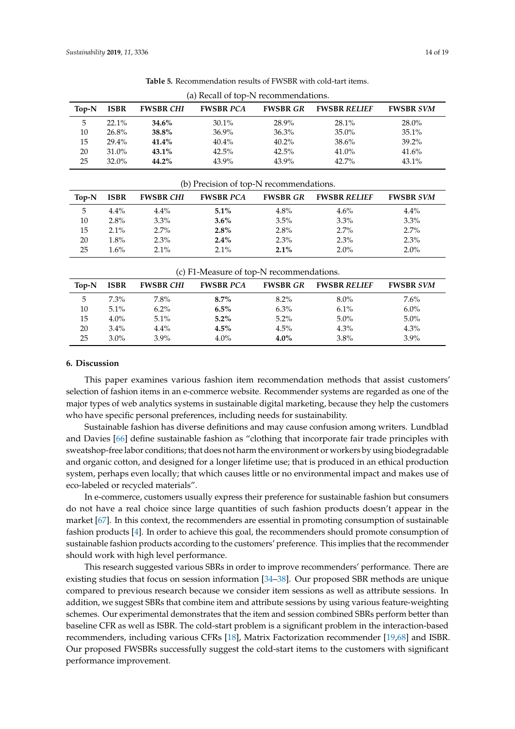**Table 5.** Recommendation results of FWSBR with cold-tart items.

(a) Recall of top-N recommendations.

| Top-N | ISBR | FWSBR *CHI* | FWSBR *PCA* | FWSBR *GR* | FWSBR *RELIEF* | FWSBR *SVM* |
|---|---|---|---|---|---|---|
| 5 | 22.1% | **34.6%** | 30.1% | 28.9% | 28.1% | 28.0% |
| 10 | 26.8% | **38.8%** | 36.9% | 36.3% | 35.0% | 35.1% |
| 15 | 29.4% | **41.4%** | 40.4% | 40.2% | 38.6% | 39.2% |
| 20 | 31.0% | **43.1%** | 42.5% | 42.5% | 41.0% | 41.6% |
| 25 | 32.0% | **44.2%** | 43.9% | 43.9% | 42.7% | 43.1% |

(b) Precision of top-N recommendations.

| Top-N | ISBR | FWSBR *CHI* | FWSBR *PCA* | FWSBR *GR* | FWSBR *RELIEF* | FWSBR *SVM* |
|---|---|---|---|---|---|---|
| 5 | 4.4% | 4.4% | **5.1%** | 4.8% | 4.6% | 4.4% |
| 10 | 2.8% | 3.3% | **3.6%** | 3.5% | 3.3% | 3.3% |
| 15 | 2.1% | 2.7% | **2.8%** | 2.8% | 2.7% | 2.7% |
| 20 | 1.8% | 2.3% | **2.4%** | 2.3% | 2.3% | 2.3% |
| 25 | 1.6% | 2.1% | 2.1% | **2.1%** | 2.0% | 2.0% |

(c) F1-Measure of top-N recommendations.

| Top-N | ISBR | FWSBR *CHI* | FWSBR *PCA* | FWSBR *GR* | FWSBR *RELIEF* | FWSBR *SVM* |
|---|---|---|---|---|---|---|
| 5 | 7.3% | 7.8% | **8.7%** | 8.2% | 8.0% | 7.6% |
| 10 | 5.1% | 6.2% | **6.5%** | 6.3% | 6.1% | 6.0% |
| 15 | 4.0% | 5.1% | **5.2%** | 5.2% | 5.0% | 5.0% |
| 20 | 3.4% | 4.4% | **4.5%** | 4.5% | 4.3% | 4.3% |
| 25 | 3.0% | 3.9% | 4.0% | **4.0%** | 3.8% | 3.9% |

## 6. Discussion

This paper examines various fashion item recommendation methods that assist customers' selection of fashion items in an e-commerce website. Recommender systems are regarded as one of the major types of web analytics systems in sustainable digital marketing, because they help the customers who have specific personal preferences, including needs for sustainability.

Sustainable fashion has diverse definitions and may cause confusion among writers. Lundblad and Davies [66] define sustainable fashion as "clothing that incorporate fair trade principles with sweatshop-free labor conditions; that does not harm the environment or workers by using biodegradable and organic cotton, and designed for a longer lifetime use; that is produced in an ethical production system, perhaps even locally; that which causes little or no environmental impact and makes use of eco-labeled or recycled materials".

In e-commerce, customers usually express their preference for sustainable fashion but consumers do not have a real choice since large quantities of such fashion products doesn't appear in the market [67]. In this context, the recommenders are essential in promoting consumption of sustainable fashion products [4]. In order to achieve this goal, the recommenders should promote consumption of sustainable fashion products according to the customers' preference. This implies that the recommender should work with high level performance.

This research suggested various SBRs in order to improve recommenders' performance. There are existing studies that focus on session information [34–38]. Our proposed SBR methods are unique compared to previous research because we consider item sessions as well as attribute sessions. In addition, we suggest SBRs that combine item and attribute sessions by using various feature-weighting schemes. Our experimental demonstrates that the item and session combined SBRs perform better than baseline CFR as well as ISBR. The cold-start problem is a significant problem in the interaction-based recommenders, including various CFRs [18], Matrix Factorization recommender [19,68] and ISBR. Our proposed FWSBRs successfully suggest the cold-start items to the customers with significant performance improvement.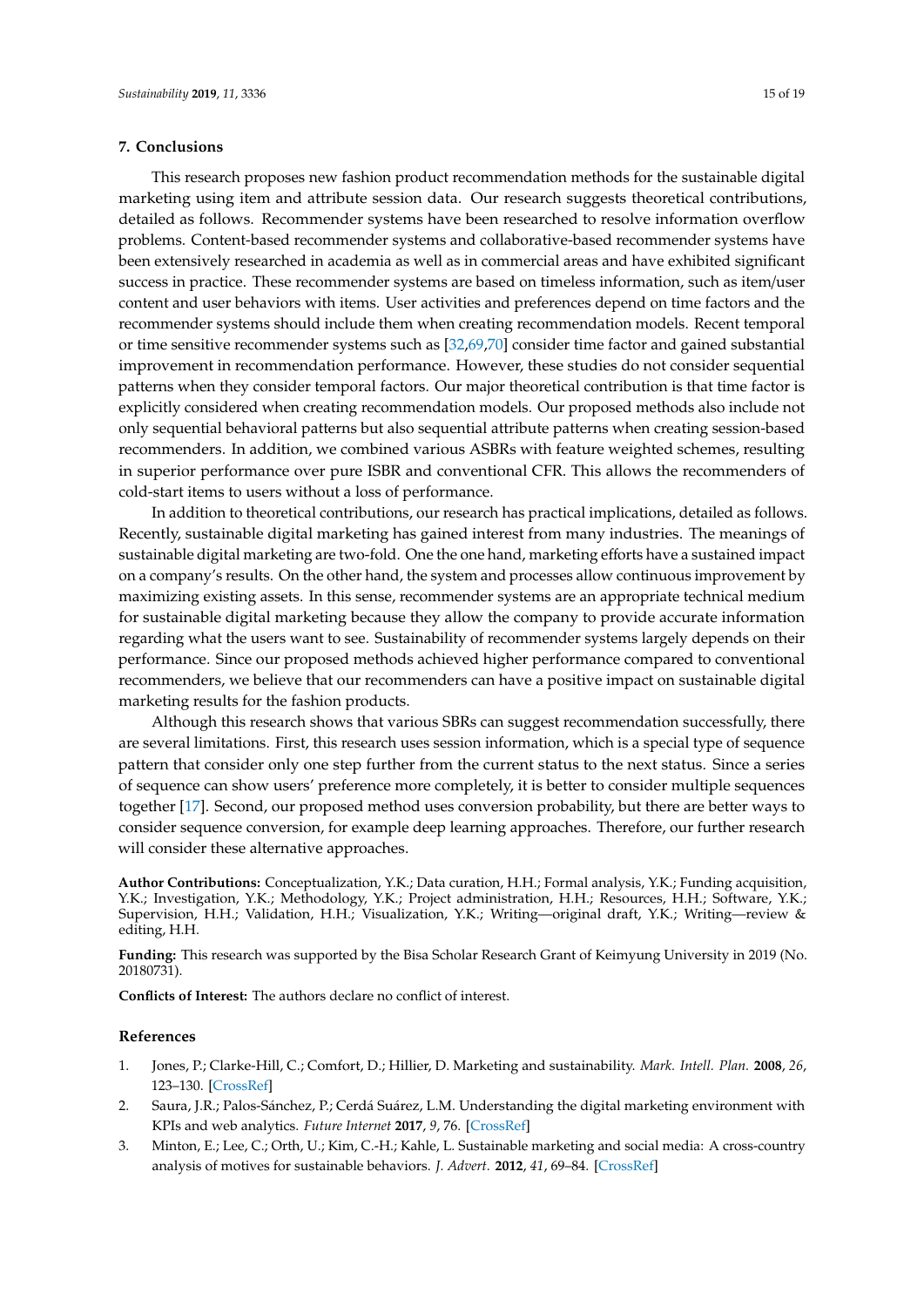## 7. Conclusions

This research proposes new fashion product recommendation methods for the sustainable digital marketing using item and attribute session data. Our research suggests theoretical contributions, detailed as follows. Recommender systems have been researched to resolve information overflow problems. Content-based recommender systems and collaborative-based recommender systems have been extensively researched in academia as well as in commercial areas and have exhibited significant success in practice. These recommender systems are based on timeless information, such as item/user content and user behaviors with items. User activities and preferences depend on time factors and the recommender systems should include them when creating recommendation models. Recent temporal or time sensitive recommender systems such as [32,69,70] consider time factor and gained substantial improvement in recommendation performance. However, these studies do not consider sequential patterns when they consider temporal factors. Our major theoretical contribution is that time factor is explicitly considered when creating recommendation models. Our proposed methods also include not only sequential behavioral patterns but also sequential attribute patterns when creating session-based recommenders. In addition, we combined various ASBRs with feature weighted schemes, resulting in superior performance over pure ISBR and conventional CFR. This allows the recommenders of cold-start items to users without a loss of performance.

In addition to theoretical contributions, our research has practical implications, detailed as follows. Recently, sustainable digital marketing has gained interest from many industries. The meanings of sustainable digital marketing are two-fold. One the one hand, marketing efforts have a sustained impact on a company's results. On the other hand, the system and processes allow continuous improvement by maximizing existing assets. In this sense, recommender systems are an appropriate technical medium for sustainable digital marketing because they allow the company to provide accurate information regarding what the users want to see. Sustainability of recommender systems largely depends on their performance. Since our proposed methods achieved higher performance compared to conventional recommenders, we believe that our recommenders can have a positive impact on sustainable digital marketing results for the fashion products.

Although this research shows that various SBRs can suggest recommendation successfully, there are several limitations. First, this research uses session information, which is a special type of sequence pattern that consider only one step further from the current status to the next status. Since a series of sequence can show users' preference more completely, it is better to consider multiple sequences together [17]. Second, our proposed method uses conversion probability, but there are better ways to consider sequence conversion, for example deep learning approaches. Therefore, our further research will consider these alternative approaches.

**Author Contributions:** Conceptualization, Y.K.; Data curation, H.H.; Formal analysis, Y.K.; Funding acquisition, Y.K.; Investigation, Y.K.; Methodology, Y.K.; Project administration, H.H.; Resources, H.H.; Software, Y.K.; Supervision, H.H.; Validation, H.H.; Visualization, Y.K.; Writing—original draft, Y.K.; Writing—review & editing, H.H.

**Funding:** This research was supported by the Bisa Scholar Research Grant of Keimyung University in 2019 (No. 20180731).

**Conflicts of Interest:** The authors declare no conflict of interest.

## References

1. Jones, P.; Clarke-Hill, C.; Comfort, D.; Hillier, D. Marketing and sustainability. *Mark. Intell. Plan.* **2008**, *26*, 123–130. [CrossRef]
2. Saura, J.R.; Palos-Sánchez, P.; Cerdá Suárez, L.M. Understanding the digital marketing environment with KPIs and web analytics. *Future Internet* **2017**, *9*, 76. [CrossRef]
3. Minton, E.; Lee, C.; Orth, U.; Kim, C.-H.; Kahle, L. Sustainable marketing and social media: A cross-country analysis of motives for sustainable behaviors. *J. Advert.* **2012**, *41*, 69–84. [CrossRef]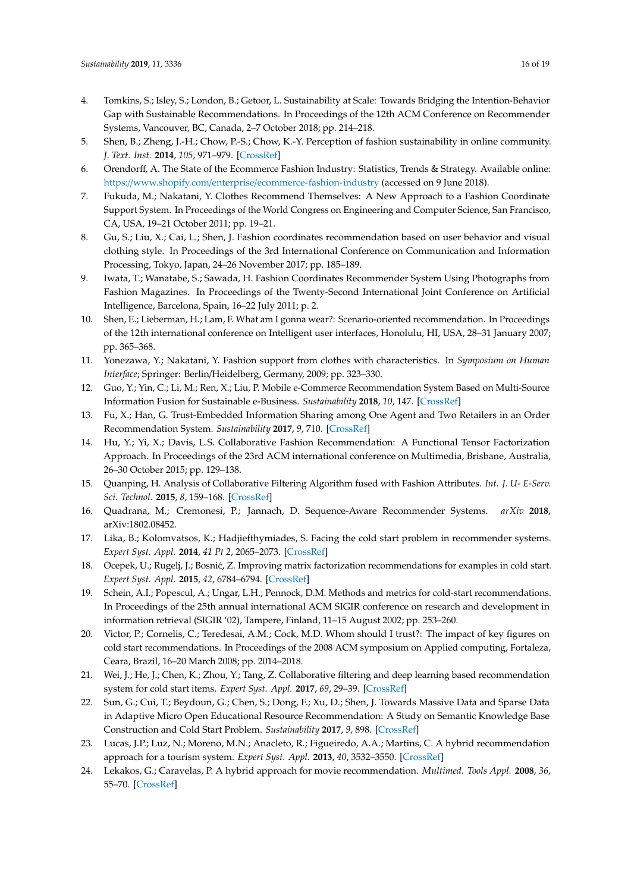4. Tomkins, S.; Isley, S.; London, B.; Getoor, L. Sustainability at Scale: Towards Bridging the Intention-Behavior Gap with Sustainable Recommendations. In Proceedings of the 12th ACM Conference on Recommender Systems, Vancouver, BC, Canada, 2–7 October 2018; pp. 214–218.
5. Shen, B.; Zheng, J.-H.; Chow, P.-S.; Chow, K.-Y. Perception of fashion sustainability in online community. *J. Text. Inst.* **2014**, *105*, 971–979. [CrossRef]
6. Orendorff, A. The State of the Ecommerce Fashion Industry: Statistics, Trends & Strategy. Available online: https://www.shopify.com/enterprise/ecommerce-fashion-industry (accessed on 9 June 2018).
7. Fukuda, M.; Nakatani, Y. Clothes Recommend Themselves: A New Approach to a Fashion Coordinate Support System. In Proceedings of the World Congress on Engineering and Computer Science, San Francisco, CA, USA, 19–21 October 2011; pp. 19–21.
8. Gu, S.; Liu, X.; Cai, L.; Shen, J. Fashion coordinates recommendation based on user behavior and visual clothing style. In Proceedings of the 3rd International Conference on Communication and Information Processing, Tokyo, Japan, 24–26 November 2017; pp. 185–189.
9. Iwata, T.; Wanatabe, S.; Sawada, H. Fashion Coordinates Recommender System Using Photographs from Fashion Magazines. In Proceedings of the Twenty-Second International Joint Conference on Artificial Intelligence, Barcelona, Spain, 16–22 July 2011; p. 2.
10. Shen, E.; Lieberman, H.; Lam, F. What am I gonna wear?: Scenario-oriented recommendation. In Proceedings of the 12th international conference on Intelligent user interfaces, Honolulu, HI, USA, 28–31 January 2007; pp. 365–368.
11. Yonezawa, Y.; Nakatani, Y. Fashion support from clothes with characteristics. In *Symposium on Human Interface*; Springer: Berlin/Heidelberg, Germany, 2009; pp. 323–330.
12. Guo, Y.; Yin, C.; Li, M.; Ren, X.; Liu, P. Mobile e-Commerce Recommendation System Based on Multi-Source Information Fusion for Sustainable e-Business. *Sustainability* **2018**, *10*, 147. [CrossRef]
13. Fu, X.; Han, G. Trust-Embedded Information Sharing among One Agent and Two Retailers in an Order Recommendation System. *Sustainability* **2017**, *9*, 710. [CrossRef]
14. Hu, Y.; Yi, X.; Davis, L.S. Collaborative Fashion Recommendation: A Functional Tensor Factorization Approach. In Proceedings of the 23rd ACM international conference on Multimedia, Brisbane, Australia, 26–30 October 2015; pp. 129–138.
15. Quanping, H. Analysis of Collaborative Filtering Algorithm fused with Fashion Attributes. *Int. J. U- E-Serv. Sci. Technol.* **2015**, *8*, 159–168. [CrossRef]
16. Quadrana, M.; Cremonesi, P.; Jannach, D. Sequence-Aware Recommender Systems. *arXiv* **2018**, arXiv:1802.08452.
17. Lika, B.; Kolomvatsos, K.; Hadjiefthymiades, S. Facing the cold start problem in recommender systems. *Expert Syst. Appl.* **2014**, *41 Pt 2*, 2065–2073. [CrossRef]
18. Ocepek, U.; Rugelj, J.; Bosnić, Z. Improving matrix factorization recommendations for examples in cold start. *Expert Syst. Appl.* **2015**, *42*, 6784–6794. [CrossRef]
19. Schein, A.I.; Popescul, A.; Ungar, L.H.; Pennock, D.M. Methods and metrics for cold-start recommendations. In Proceedings of the 25th annual international ACM SIGIR conference on research and development in information retrieval (SIGIR '02), Tampere, Finland, 11–15 August 2002; pp. 253–260.
20. Victor, P.; Cornelis, C.; Teredesai, A.M.; Cock, M.D. Whom should I trust?: The impact of key figures on cold start recommendations. In Proceedings of the 2008 ACM symposium on Applied computing, Fortaleza, Ceara, Brazil, 16–20 March 2008; pp. 2014–2018.
21. Wei, J.; He, J.; Chen, K.; Zhou, Y.; Tang, Z. Collaborative filtering and deep learning based recommendation system for cold start items. *Expert Syst. Appl.* **2017**, *69*, 29–39. [CrossRef]
22. Sun, G.; Cui, T.; Beydoun, G.; Chen, S.; Dong, F.; Xu, D.; Shen, J. Towards Massive Data and Sparse Data in Adaptive Micro Open Educational Resource Recommendation: A Study on Semantic Knowledge Base Construction and Cold Start Problem. *Sustainability* **2017**, *9*, 898. [CrossRef]
23. Lucas, J.P.; Luz, N.; Moreno, M.N.; Anacleto, R.; Figueiredo, A.A.; Martins, C. A hybrid recommendation approach for a tourism system. *Expert Syst. Appl.* **2013**, *40*, 3532–3550. [CrossRef]
24. Lekakos, G.; Caravelas, P. A hybrid approach for movie recommendation. *Multimed. Tools Appl.* **2008**, *36*, 55–70. [CrossRef]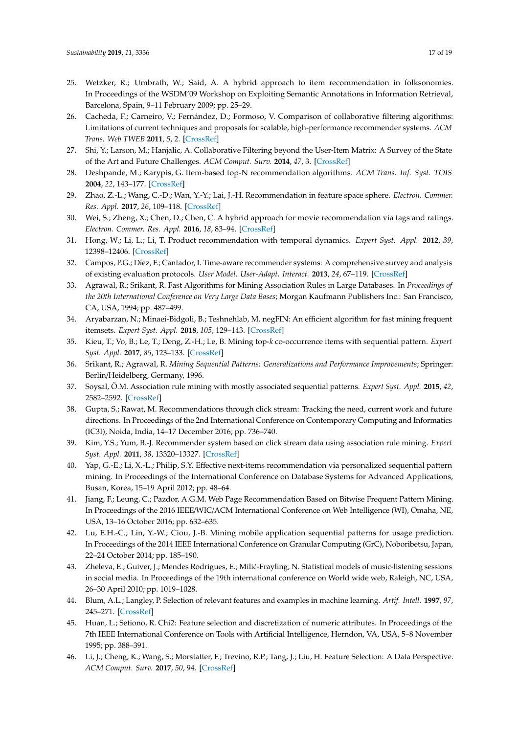25. Wetzker, R.; Umbrath, W.; Said, A. A hybrid approach to item recommendation in folksonomies. In Proceedings of the WSDM'09 Workshop on Exploiting Semantic Annotations in Information Retrieval, Barcelona, Spain, 9–11 February 2009; pp. 25–29.
26. Cacheda, F.; Carneiro, V.; Fernández, D.; Formoso, V. Comparison of collaborative filtering algorithms: Limitations of current techniques and proposals for scalable, high-performance recommender systems. *ACM Trans. Web TWEB* **2011**, *5*, 2. [CrossRef]
27. Shi, Y.; Larson, M.; Hanjalic, A. Collaborative Filtering beyond the User-Item Matrix: A Survey of the State of the Art and Future Challenges. *ACM Comput. Surv.* **2014**, *47*, 3. [CrossRef]
28. Deshpande, M.; Karypis, G. Item-based top-N recommendation algorithms. *ACM Trans. Inf. Syst. TOIS* **2004**, *22*, 143–177. [CrossRef]
29. Zhao, Z.-L.; Wang, C.-D.; Wan, Y.-Y.; Lai, J.-H. Recommendation in feature space sphere. *Electron. Commer. Res. Appl.* **2017**, *26*, 109–118. [CrossRef]
30. Wei, S.; Zheng, X.; Chen, D.; Chen, C. A hybrid approach for movie recommendation via tags and ratings. *Electron. Commer. Res. Appl.* **2016**, *18*, 83–94. [CrossRef]
31. Hong, W.; Li, L.; Li, T. Product recommendation with temporal dynamics. *Expert Syst. Appl.* **2012**, *39*, 12398–12406. [CrossRef]
32. Campos, P.G.; Díez, F.; Cantador, I. Time-aware recommender systems: A comprehensive survey and analysis of existing evaluation protocols. *User Model. User-Adapt. Interact.* **2013**, *24*, 67–119. [CrossRef]
33. Agrawal, R.; Srikant, R. Fast Algorithms for Mining Association Rules in Large Databases. In *Proceedings of the 20th International Conference on Very Large Data Bases*; Morgan Kaufmann Publishers Inc.: San Francisco, CA, USA, 1994; pp. 487–499.
34. Aryabarzan, N.; Minaei-Bidgoli, B.; Teshnehlab, M. negFIN: An efficient algorithm for fast mining frequent itemsets. *Expert Syst. Appl.* **2018**, *105*, 129–143. [CrossRef]
35. Kieu, T.; Vo, B.; Le, T.; Deng, Z.-H.; Le, B. Mining top-*k* co-occurrence items with sequential pattern. *Expert Syst. Appl.* **2017**, *85*, 123–133. [CrossRef]
36. Srikant, R.; Agrawal, R. *Mining Sequential Patterns: Generalizations and Performance Improvements*; Springer: Berlin/Heidelberg, Germany, 1996.
37. Soysal, Ö.M. Association rule mining with mostly associated sequential patterns. *Expert Syst. Appl.* **2015**, *42*, 2582–2592. [CrossRef]
38. Gupta, S.; Rawat, M. Recommendations through click stream: Tracking the need, current work and future directions. In Proceedings of the 2nd International Conference on Contemporary Computing and Informatics (IC3I), Noida, India, 14–17 December 2016; pp. 736–740.
39. Kim, Y.S.; Yum, B.-J. Recommender system based on click stream data using association rule mining. *Expert Syst. Appl.* **2011**, *38*, 13320–13327. [CrossRef]
40. Yap, G.-E.; Li, X.-L.; Philip, S.Y. Effective next-items recommendation via personalized sequential pattern mining. In Proceedings of the International Conference on Database Systems for Advanced Applications, Busan, Korea, 15–19 April 2012; pp. 48–64.
41. Jiang, F.; Leung, C.; Pazdor, A.G.M. Web Page Recommendation Based on Bitwise Frequent Pattern Mining. In Proceedings of the 2016 IEEE/WIC/ACM International Conference on Web Intelligence (WI), Omaha, NE, USA, 13–16 October 2016; pp. 632–635.
42. Lu, E.H.-C.; Lin, Y.-W.; Ciou, J.-B. Mining mobile application sequential patterns for usage prediction. In Proceedings of the 2014 IEEE International Conference on Granular Computing (GrC), Noboribetsu, Japan, 22–24 October 2014; pp. 185–190.
43. Zheleva, E.; Guiver, J.; Mendes Rodrigues, E.; Milić-Frayling, N. Statistical models of music-listening sessions in social media. In Proceedings of the 19th international conference on World wide web, Raleigh, NC, USA, 26–30 April 2010; pp. 1019–1028.
44. Blum, A.L.; Langley, P. Selection of relevant features and examples in machine learning. *Artif. Intell.* **1997**, *97*, 245–271. [CrossRef]
45. Huan, L.; Setiono, R. Chi2: Feature selection and discretization of numeric attributes. In Proceedings of the 7th IEEE International Conference on Tools with Artificial Intelligence, Herndon, VA, USA, 5–8 November 1995; pp. 388–391.
46. Li, J.; Cheng, K.; Wang, S.; Morstatter, F.; Trevino, R.P.; Tang, J.; Liu, H. Feature Selection: A Data Perspective. *ACM Comput. Surv.* **2017**, *50*, 94. [CrossRef]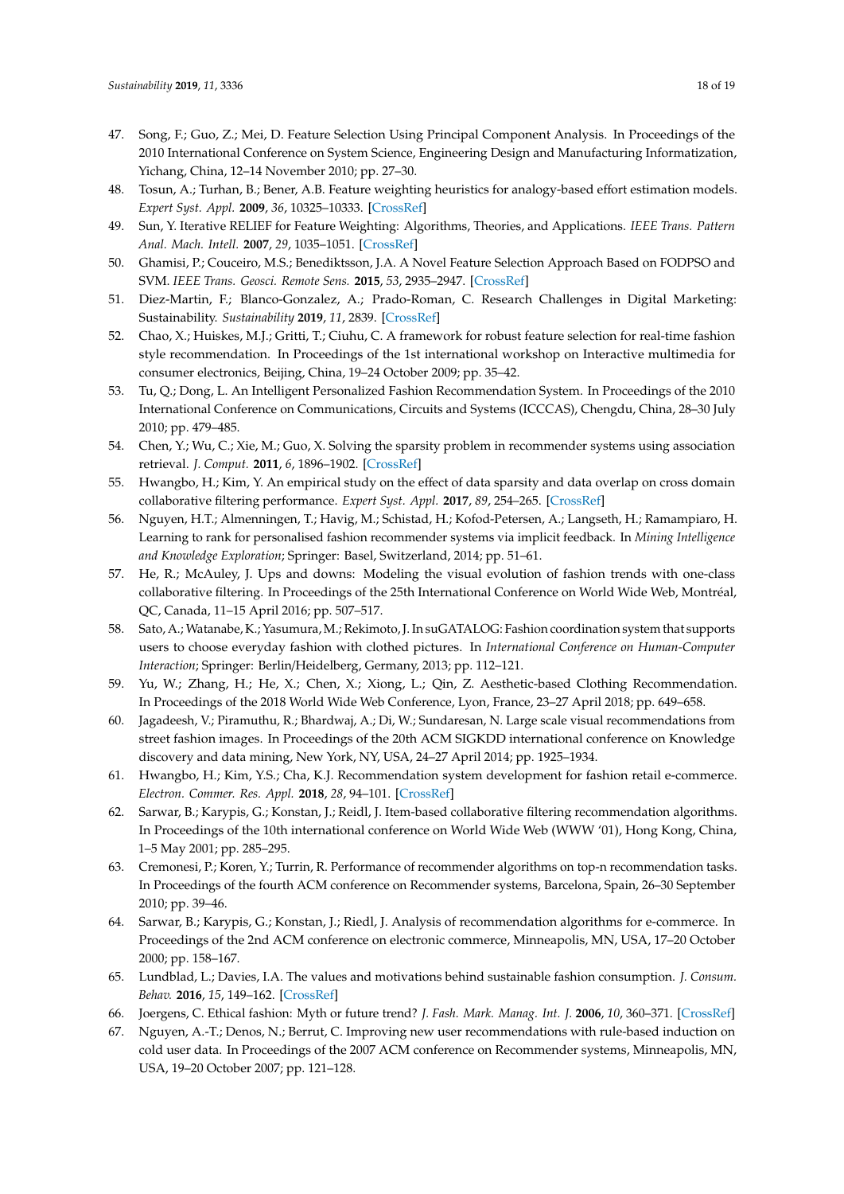47. Song, F.; Guo, Z.; Mei, D. Feature Selection Using Principal Component Analysis. In Proceedings of the 2010 International Conference on System Science, Engineering Design and Manufacturing Informatization, Yichang, China, 12–14 November 2010; pp. 27–30.
48. Tosun, A.; Turhan, B.; Bener, A.B. Feature weighting heuristics for analogy-based effort estimation models. *Expert Syst. Appl.* **2009**, *36*, 10325–10333. [CrossRef]
49. Sun, Y. Iterative RELIEF for Feature Weighting: Algorithms, Theories, and Applications. *IEEE Trans. Pattern Anal. Mach. Intell.* **2007**, *29*, 1035–1051. [CrossRef]
50. Ghamisi, P.; Couceiro, M.S.; Benediktsson, J.A. A Novel Feature Selection Approach Based on FODPSO and SVM. *IEEE Trans. Geosci. Remote Sens.* **2015**, *53*, 2935–2947. [CrossRef]
51. Diez-Martin, F.; Blanco-Gonzalez, A.; Prado-Roman, C. Research Challenges in Digital Marketing: Sustainability. *Sustainability* **2019**, *11*, 2839. [CrossRef]
52. Chao, X.; Huiskes, M.J.; Gritti, T.; Ciuhu, C. A framework for robust feature selection for real-time fashion style recommendation. In Proceedings of the 1st international workshop on Interactive multimedia for consumer electronics, Beijing, China, 19–24 October 2009; pp. 35–42.
53. Tu, Q.; Dong, L. An Intelligent Personalized Fashion Recommendation System. In Proceedings of the 2010 International Conference on Communications, Circuits and Systems (ICCCAS), Chengdu, China, 28–30 July 2010; pp. 479–485.
54. Chen, Y.; Wu, C.; Xie, M.; Guo, X. Solving the sparsity problem in recommender systems using association retrieval. *J. Comput.* **2011**, *6*, 1896–1902. [CrossRef]
55. Hwangbo, H.; Kim, Y. An empirical study on the effect of data sparsity and data overlap on cross domain collaborative filtering performance. *Expert Syst. Appl.* **2017**, *89*, 254–265. [CrossRef]
56. Nguyen, H.T.; Almenningen, T.; Havig, M.; Schistad, H.; Kofod-Petersen, A.; Langseth, H.; Ramampiaro, H. Learning to rank for personalised fashion recommender systems via implicit feedback. In *Mining Intelligence and Knowledge Exploration*; Springer: Basel, Switzerland, 2014; pp. 51–61.
57. He, R.; McAuley, J. Ups and downs: Modeling the visual evolution of fashion trends with one-class collaborative filtering. In Proceedings of the 25th International Conference on World Wide Web, Montréal, QC, Canada, 11–15 April 2016; pp. 507–517.
58. Sato, A.; Watanabe, K.; Yasumura, M.; Rekimoto, J. In suGATALOG: Fashion coordination system that supports users to choose everyday fashion with clothed pictures. In *International Conference on Human-Computer Interaction*; Springer: Berlin/Heidelberg, Germany, 2013; pp. 112–121.
59. Yu, W.; Zhang, H.; He, X.; Chen, X.; Xiong, L.; Qin, Z. Aesthetic-based Clothing Recommendation. In Proceedings of the 2018 World Wide Web Conference, Lyon, France, 23–27 April 2018; pp. 649–658.
60. Jagadeesh, V.; Piramuthu, R.; Bhardwaj, A.; Di, W.; Sundaresan, N. Large scale visual recommendations from street fashion images. In Proceedings of the 20th ACM SIGKDD international conference on Knowledge discovery and data mining, New York, NY, USA, 24–27 April 2014; pp. 1925–1934.
61. Hwangbo, H.; Kim, Y.S.; Cha, K.J. Recommendation system development for fashion retail e-commerce. *Electron. Commer. Res. Appl.* **2018**, *28*, 94–101. [CrossRef]
62. Sarwar, B.; Karypis, G.; Konstan, J.; Reidl, J. Item-based collaborative filtering recommendation algorithms. In Proceedings of the 10th international conference on World Wide Web (WWW '01), Hong Kong, China, 1–5 May 2001; pp. 285–295.
63. Cremonesi, P.; Koren, Y.; Turrin, R. Performance of recommender algorithms on top-n recommendation tasks. In Proceedings of the fourth ACM conference on Recommender systems, Barcelona, Spain, 26–30 September 2010; pp. 39–46.
64. Sarwar, B.; Karypis, G.; Konstan, J.; Riedl, J. Analysis of recommendation algorithms for e-commerce. In Proceedings of the 2nd ACM conference on electronic commerce, Minneapolis, MN, USA, 17–20 October 2000; pp. 158–167.
65. Lundblad, L.; Davies, I.A. The values and motivations behind sustainable fashion consumption. *J. Consum. Behav.* **2016**, *15*, 149–162. [CrossRef]
66. Joergens, C. Ethical fashion: Myth or future trend? *J. Fash. Mark. Manag. Int. J.* **2006**, *10*, 360–371. [CrossRef]
67. Nguyen, A.-T.; Denos, N.; Berrut, C. Improving new user recommendations with rule-based induction on cold user data. In Proceedings of the 2007 ACM conference on Recommender systems, Minneapolis, MN, USA, 19–20 October 2007; pp. 121–128.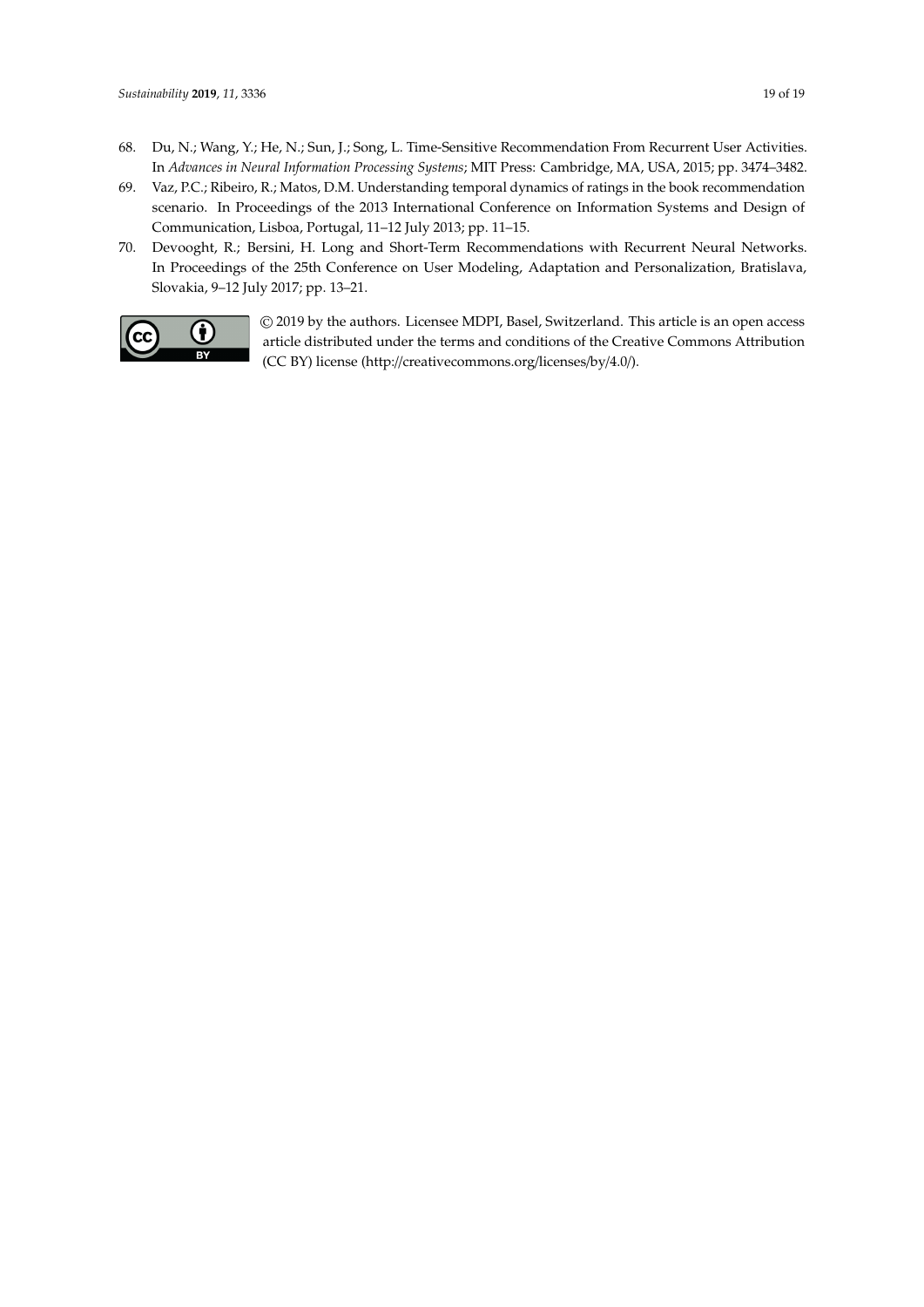68. Du, N.; Wang, Y.; He, N.; Sun, J.; Song, L. Time-Sensitive Recommendation From Recurrent User Activities. In *Advances in Neural Information Processing Systems*; MIT Press: Cambridge, MA, USA, 2015; pp. 3474–3482.
69. Vaz, P.C.; Ribeiro, R.; Matos, D.M. Understanding temporal dynamics of ratings in the book recommendation scenario. In Proceedings of the 2013 International Conference on Information Systems and Design of Communication, Lisboa, Portugal, 11–12 July 2013; pp. 11–15.
70. Devooght, R.; Bersini, H. Long and Short-Term Recommendations with Recurrent Neural Networks. In Proceedings of the 25th Conference on User Modeling, Adaptation and Personalization, Bratislava, Slovakia, 9–12 July 2017; pp. 13–21.

© 2019 by the authors. Licensee MDPI, Basel, Switzerland. This article is an open access article distributed under the terms and conditions of the Creative Commons Attribution (CC BY) license (http://creativecommons.org/licenses/by/4.0/).